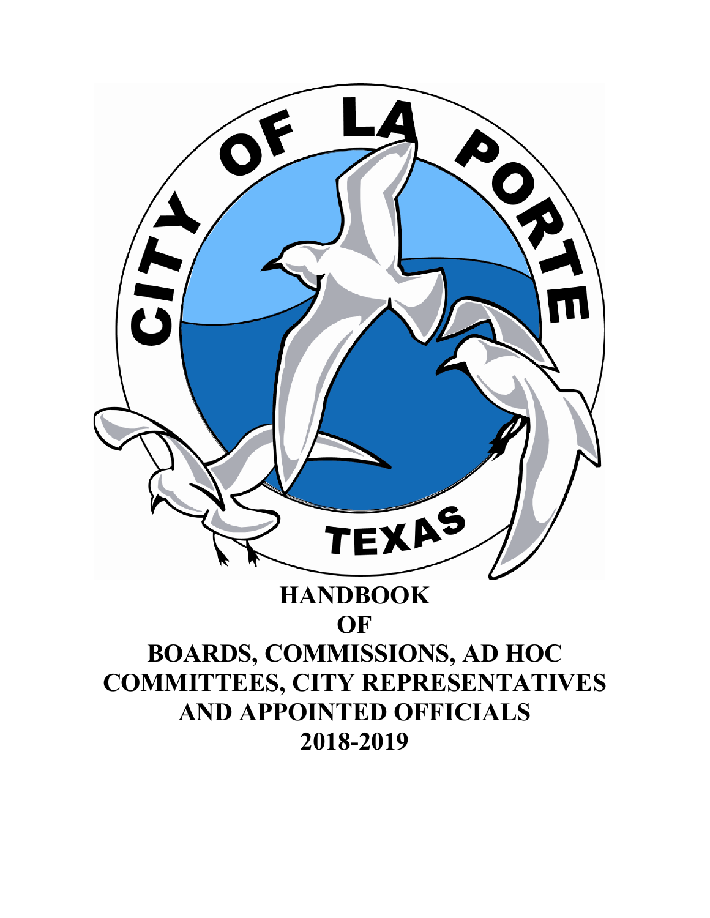# HANDBOOK OF BOARDS, COMMISSIONS, AD HOC COMMITTEES, CITY REPRESENTATIVES AND APPOINTED OFFICIALS 2018-2019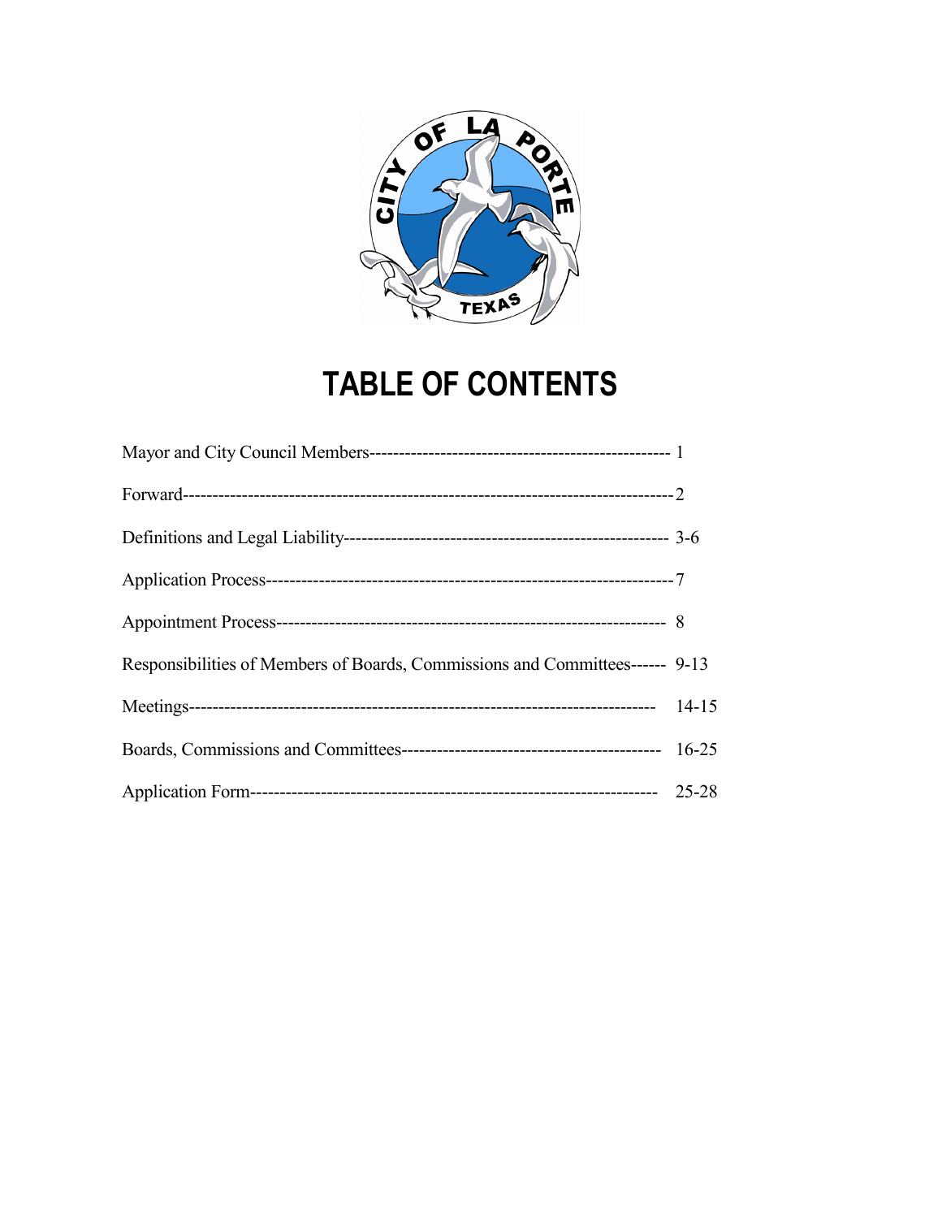# TABLE OF CONTENTS

| | |
|---|---|
| Mayor and City Council Members | 1 |
| Forward | 2 |
| Definitions and Legal Liability | 3-6 |
| Application Process | 7 |
| Appointment Process | 8 |
| Responsibilities of Members of Boards, Commissions and Committees | 9-13 |
| Meetings | 14-15 |
| Boards, Commissions and Committees | 16-25 |
| Application Form | 25-28 |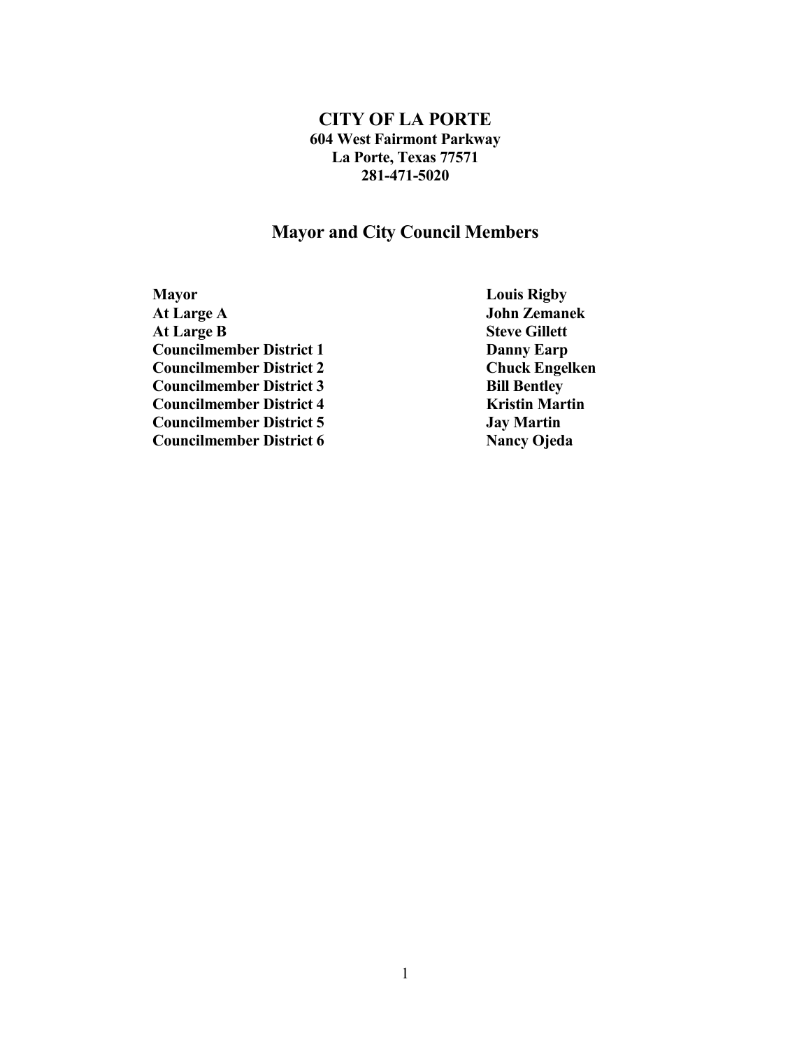# CITY OF LA PORTE

**604 West Fairmont Parkway**
**La Porte, Texas 77571**
**281-471-5020**

## Mayor and City Council Members

| | |
|---|---|
| **Mayor** | **Louis Rigby** |
| **At Large A** | **John Zemanek** |
| **At Large B** | **Steve Gillett** |
| **Councilmember District 1** | **Danny Earp** |
| **Councilmember District 2** | **Chuck Engelken** |
| **Councilmember District 3** | **Bill Bentley** |
| **Councilmember District 4** | **Kristin Martin** |
| **Councilmember District 5** | **Jay Martin** |
| **Councilmember District 6** | **Nancy Ojeda** |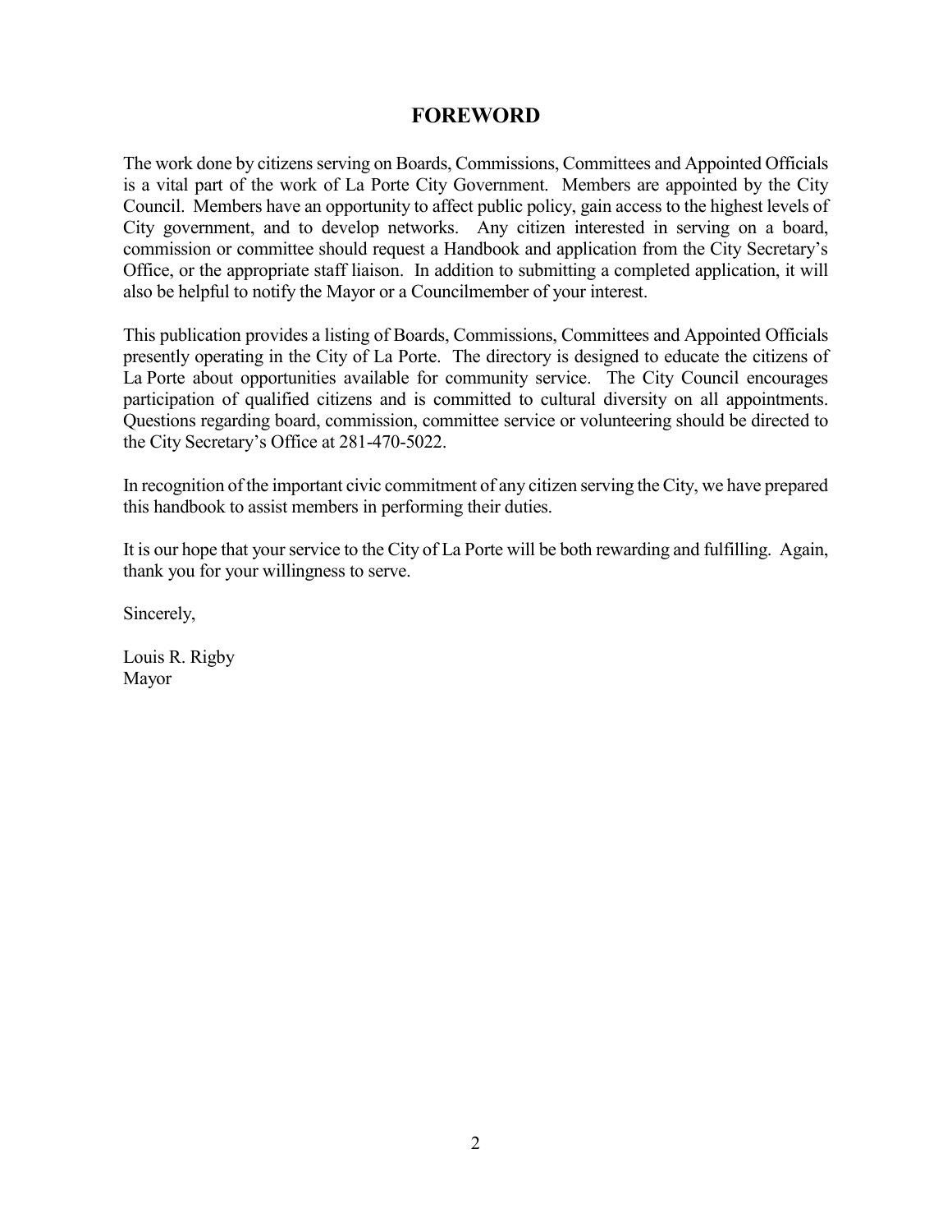# FOREWORD

The work done by citizens serving on Boards, Commissions, Committees and Appointed Officials is a vital part of the work of La Porte City Government. Members are appointed by the City Council. Members have an opportunity to affect public policy, gain access to the highest levels of City government, and to develop networks. Any citizen interested in serving on a board, commission or committee should request a Handbook and application from the City Secretary's Office, or the appropriate staff liaison. In addition to submitting a completed application, it will also be helpful to notify the Mayor or a Councilmember of your interest.

This publication provides a listing of Boards, Commissions, Committees and Appointed Officials presently operating in the City of La Porte. The directory is designed to educate the citizens of La Porte about opportunities available for community service. The City Council encourages participation of qualified citizens and is committed to cultural diversity on all appointments. Questions regarding board, commission, committee service or volunteering should be directed to the City Secretary's Office at 281-470-5022.

In recognition of the important civic commitment of any citizen serving the City, we have prepared this handbook to assist members in performing their duties.

It is our hope that your service to the City of La Porte will be both rewarding and fulfilling. Again, thank you for your willingness to serve.

Sincerely,

Louis R. Rigby
Mayor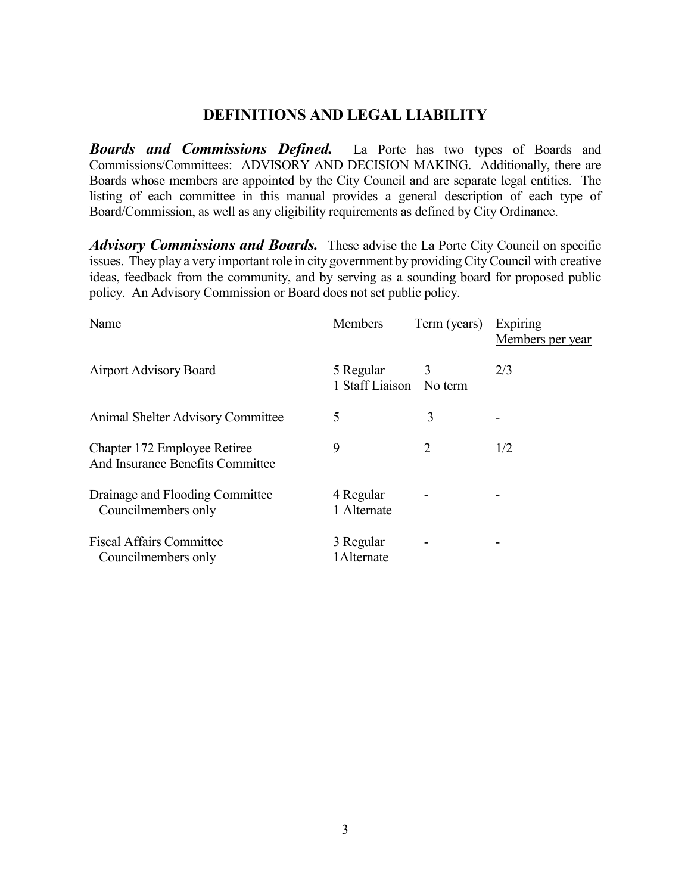## DEFINITIONS AND LEGAL LIABILITY

***Boards and Commissions Defined.*** La Porte has two types of Boards and Commissions/Committees: ADVISORY AND DECISION MAKING. Additionally, there are Boards whose members are appointed by the City Council and are separate legal entities. The listing of each committee in this manual provides a general description of each type of Board/Commission, as well as any eligibility requirements as defined by City Ordinance.

***Advisory Commissions and Boards.*** These advise the La Porte City Council on specific issues. They play a very important role in city government by providing City Council with creative ideas, feedback from the community, and by serving as a sounding board for proposed public policy. An Advisory Commission or Board does not set public policy.

| Name | Members | Term (years) | Expiring Members per year |
|---|---|---|---|
| Airport Advisory Board | 5 Regular<br>1 Staff Liaison | 3<br>No term | 2/3 |
| Animal Shelter Advisory Committee | 5 | 3 | - |
| Chapter 172 Employee Retiree And Insurance Benefits Committee | 9 | 2 | 1/2 |
| Drainage and Flooding Committee<br>Councilmembers only | 4 Regular<br>1 Alternate | - | - |
| Fiscal Affairs Committee<br>Councilmembers only | 3 Regular<br>1Alternate | - | - |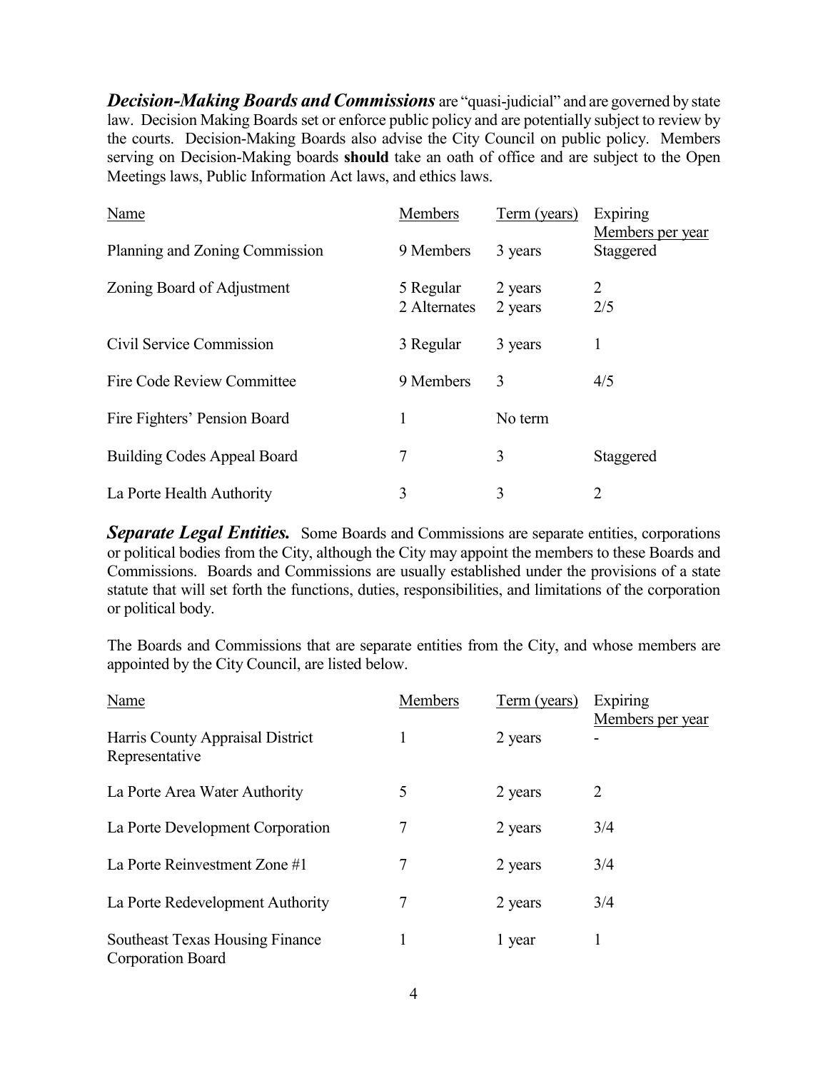***Decision-Making Boards and Commissions*** are "quasi-judicial" and are governed by state law. Decision Making Boards set or enforce public policy and are potentially subject to review by the courts. Decision-Making Boards also advise the City Council on public policy. Members serving on Decision-Making boards **should** take an oath of office and are subject to the Open Meetings laws, Public Information Act laws, and ethics laws.

| Name | Members | Term (years) | Expiring Members per year |
|---|---|---|---|
| Planning and Zoning Commission | 9 Members | 3 years | Staggered |
| Zoning Board of Adjustment | 5 Regular<br>2 Alternates | 2 years<br>2 years | 2<br>2/5 |
| Civil Service Commission | 3 Regular | 3 years | 1 |
| Fire Code Review Committee | 9 Members | 3 | 4/5 |
| Fire Fighters' Pension Board | 1 | No term | |
| Building Codes Appeal Board | 7 | 3 | Staggered |
| La Porte Health Authority | 3 | 3 | 2 |

***Separate Legal Entities.*** Some Boards and Commissions are separate entities, corporations or political bodies from the City, although the City may appoint the members to these Boards and Commissions. Boards and Commissions are usually established under the provisions of a state statute that will set forth the functions, duties, responsibilities, and limitations of the corporation or political body.

The Boards and Commissions that are separate entities from the City, and whose members are appointed by the City Council, are listed below.

| Name | Members | Term (years) | Expiring Members per year |
|---|---|---|---|
| Harris County Appraisal District Representative | 1 | 2 years | - |
| La Porte Area Water Authority | 5 | 2 years | 2 |
| La Porte Development Corporation | 7 | 2 years | 3/4 |
| La Porte Reinvestment Zone #1 | 7 | 2 years | 3/4 |
| La Porte Redevelopment Authority | 7 | 2 years | 3/4 |
| Southeast Texas Housing Finance Corporation Board | 1 | 1 year | 1 |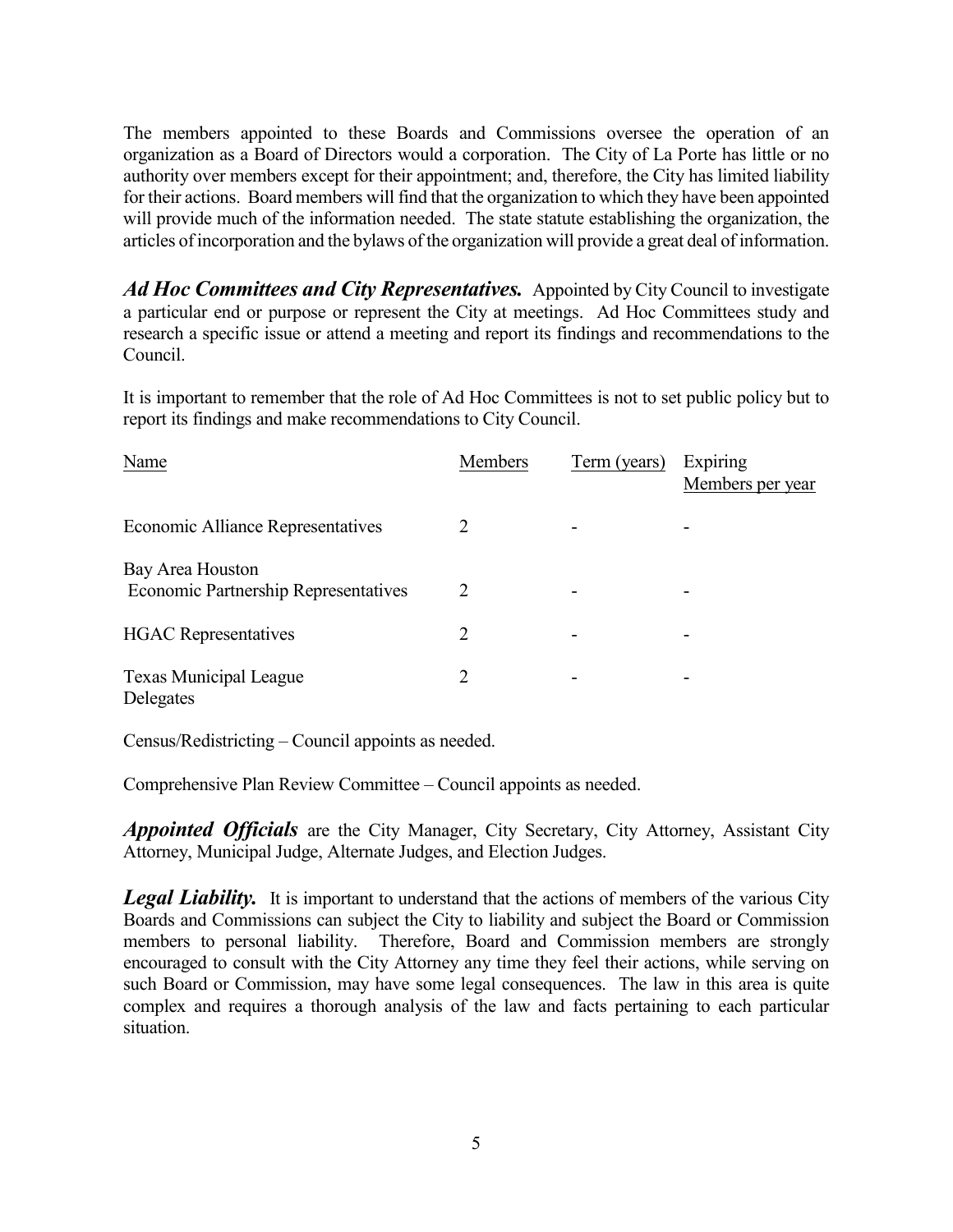The members appointed to these Boards and Commissions oversee the operation of an organization as a Board of Directors would a corporation. The City of La Porte has little or no authority over members except for their appointment; and, therefore, the City has limited liability for their actions. Board members will find that the organization to which they have been appointed will provide much of the information needed. The state statute establishing the organization, the articles of incorporation and the bylaws of the organization will provide a great deal of information.

***Ad Hoc Committees and City Representatives.*** Appointed by City Council to investigate a particular end or purpose or represent the City at meetings. Ad Hoc Committees study and research a specific issue or attend a meeting and report its findings and recommendations to the Council.

It is important to remember that the role of Ad Hoc Committees is not to set public policy but to report its findings and make recommendations to City Council.

| Name | Members | Term (years) | Expiring Members per year |
|---|---|---|---|
| Economic Alliance Representatives | 2 | - | - |
| Bay Area Houston Economic Partnership Representatives | 2 | - | - |
| HGAC Representatives | 2 | - | - |
| Texas Municipal League Delegates | 2 | - | - |

Census/Redistricting – Council appoints as needed.

Comprehensive Plan Review Committee – Council appoints as needed.

***Appointed Officials*** are the City Manager, City Secretary, City Attorney, Assistant City Attorney, Municipal Judge, Alternate Judges, and Election Judges.

***Legal Liability.*** It is important to understand that the actions of members of the various City Boards and Commissions can subject the City to liability and subject the Board or Commission members to personal liability. Therefore, Board and Commission members are strongly encouraged to consult with the City Attorney any time they feel their actions, while serving on such Board or Commission, may have some legal consequences. The law in this area is quite complex and requires a thorough analysis of the law and facts pertaining to each particular situation.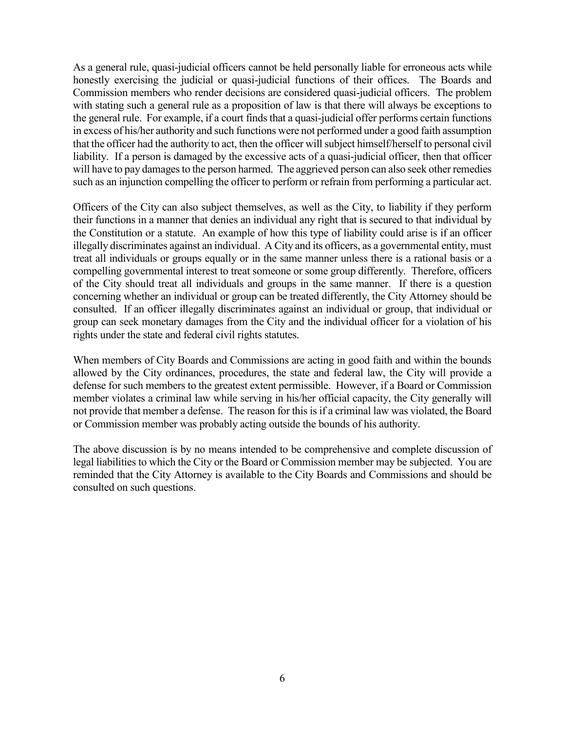As a general rule, quasi-judicial officers cannot be held personally liable for erroneous acts while honestly exercising the judicial or quasi-judicial functions of their offices. The Boards and Commission members who render decisions are considered quasi-judicial officers. The problem with stating such a general rule as a proposition of law is that there will always be exceptions to the general rule. For example, if a court finds that a quasi-judicial offer performs certain functions in excess of his/her authority and such functions were not performed under a good faith assumption that the officer had the authority to act, then the officer will subject himself/herself to personal civil liability. If a person is damaged by the excessive acts of a quasi-judicial officer, then that officer will have to pay damages to the person harmed. The aggrieved person can also seek other remedies such as an injunction compelling the officer to perform or refrain from performing a particular act.

Officers of the City can also subject themselves, as well as the City, to liability if they perform their functions in a manner that denies an individual any right that is secured to that individual by the Constitution or a statute. An example of how this type of liability could arise is if an officer illegally discriminates against an individual. A City and its officers, as a governmental entity, must treat all individuals or groups equally or in the same manner unless there is a rational basis or a compelling governmental interest to treat someone or some group differently. Therefore, officers of the City should treat all individuals and groups in the same manner. If there is a question concerning whether an individual or group can be treated differently, the City Attorney should be consulted. If an officer illegally discriminates against an individual or group, that individual or group can seek monetary damages from the City and the individual officer for a violation of his rights under the state and federal civil rights statutes.

When members of City Boards and Commissions are acting in good faith and within the bounds allowed by the City ordinances, procedures, the state and federal law, the City will provide a defense for such members to the greatest extent permissible. However, if a Board or Commission member violates a criminal law while serving in his/her official capacity, the City generally will not provide that member a defense. The reason for this is if a criminal law was violated, the Board or Commission member was probably acting outside the bounds of his authority.

The above discussion is by no means intended to be comprehensive and complete discussion of legal liabilities to which the City or the Board or Commission member may be subjected. You are reminded that the City Attorney is available to the City Boards and Commissions and should be consulted on such questions.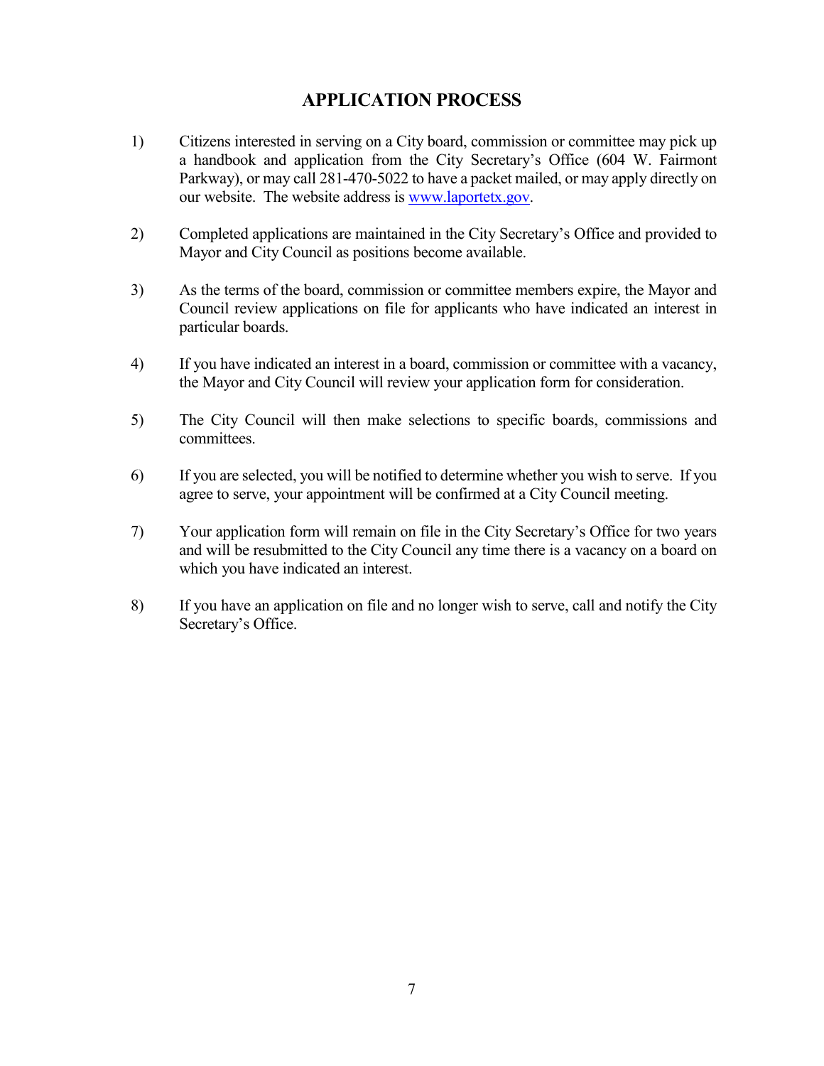# APPLICATION PROCESS

1) Citizens interested in serving on a City board, commission or committee may pick up a handbook and application from the City Secretary's Office (604 W. Fairmont Parkway), or may call 281-470-5022 to have a packet mailed, or may apply directly on our website. The website address is [www.laportetx.gov](http://www.laportetx.gov).

2) Completed applications are maintained in the City Secretary's Office and provided to Mayor and City Council as positions become available.

3) As the terms of the board, commission or committee members expire, the Mayor and Council review applications on file for applicants who have indicated an interest in particular boards.

4) If you have indicated an interest in a board, commission or committee with a vacancy, the Mayor and City Council will review your application form for consideration.

5) The City Council will then make selections to specific boards, commissions and committees.

6) If you are selected, you will be notified to determine whether you wish to serve. If you agree to serve, your appointment will be confirmed at a City Council meeting.

7) Your application form will remain on file in the City Secretary's Office for two years and will be resubmitted to the City Council any time there is a vacancy on a board on which you have indicated an interest.

8) If you have an application on file and no longer wish to serve, call and notify the City Secretary's Office.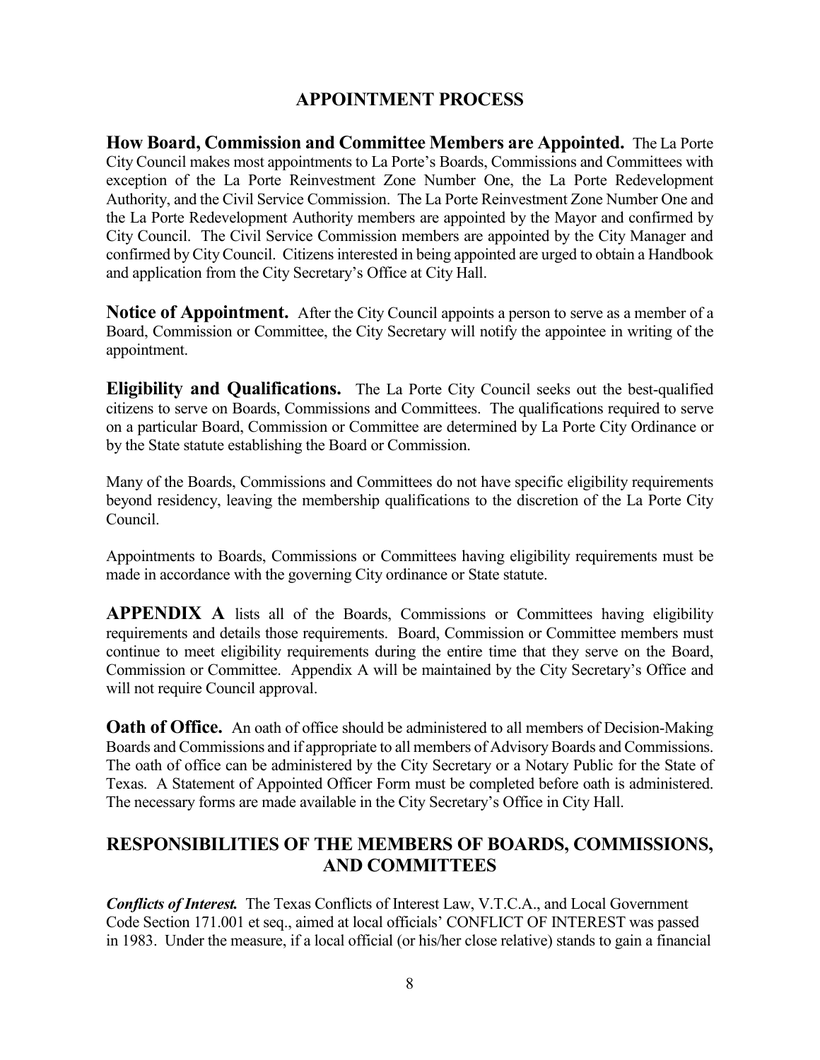## APPOINTMENT PROCESS

**How Board, Commission and Committee Members are Appointed.** The La Porte City Council makes most appointments to La Porte's Boards, Commissions and Committees with exception of the La Porte Reinvestment Zone Number One, the La Porte Redevelopment Authority, and the Civil Service Commission. The La Porte Reinvestment Zone Number One and the La Porte Redevelopment Authority members are appointed by the Mayor and confirmed by City Council. The Civil Service Commission members are appointed by the City Manager and confirmed by City Council. Citizens interested in being appointed are urged to obtain a Handbook and application from the City Secretary's Office at City Hall.

**Notice of Appointment.** After the City Council appoints a person to serve as a member of a Board, Commission or Committee, the City Secretary will notify the appointee in writing of the appointment.

**Eligibility and Qualifications.** The La Porte City Council seeks out the best-qualified citizens to serve on Boards, Commissions and Committees. The qualifications required to serve on a particular Board, Commission or Committee are determined by La Porte City Ordinance or by the State statute establishing the Board or Commission.

Many of the Boards, Commissions and Committees do not have specific eligibility requirements beyond residency, leaving the membership qualifications to the discretion of the La Porte City Council.

Appointments to Boards, Commissions or Committees having eligibility requirements must be made in accordance with the governing City ordinance or State statute.

**APPENDIX A** lists all of the Boards, Commissions or Committees having eligibility requirements and details those requirements. Board, Commission or Committee members must continue to meet eligibility requirements during the entire time that they serve on the Board, Commission or Committee. Appendix A will be maintained by the City Secretary's Office and will not require Council approval.

**Oath of Office.** An oath of office should be administered to all members of Decision-Making Boards and Commissions and if appropriate to all members of Advisory Boards and Commissions. The oath of office can be administered by the City Secretary or a Notary Public for the State of Texas. A Statement of Appointed Officer Form must be completed before oath is administered. The necessary forms are made available in the City Secretary's Office in City Hall.

## RESPONSIBILITIES OF THE MEMBERS OF BOARDS, COMMISSIONS, AND COMMITTEES

***Conflicts of Interest.*** The Texas Conflicts of Interest Law, V.T.C.A., and Local Government Code Section 171.001 et seq., aimed at local officials' CONFLICT OF INTEREST was passed in 1983. Under the measure, if a local official (or his/her close relative) stands to gain a financial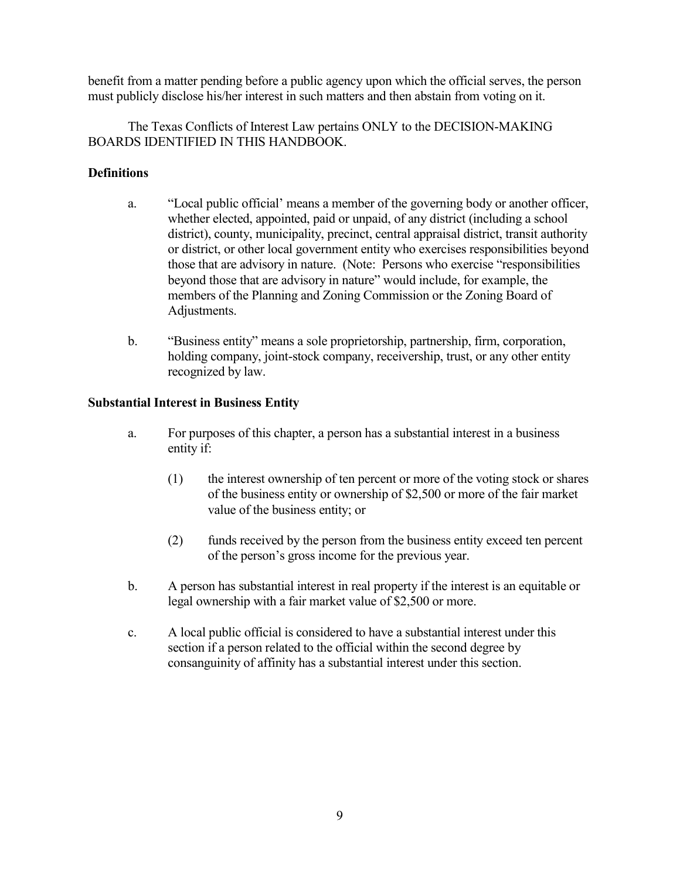benefit from a matter pending before a public agency upon which the official serves, the person must publicly disclose his/her interest in such matters and then abstain from voting on it.

The Texas Conflicts of Interest Law pertains ONLY to the DECISION-MAKING BOARDS IDENTIFIED IN THIS HANDBOOK.

**Definitions**

a. "Local public official' means a member of the governing body or another officer, whether elected, appointed, paid or unpaid, of any district (including a school district), county, municipality, precinct, central appraisal district, transit authority or district, or other local government entity who exercises responsibilities beyond those that are advisory in nature. (Note: Persons who exercise "responsibilities beyond those that are advisory in nature" would include, for example, the members of the Planning and Zoning Commission or the Zoning Board of Adjustments.

b. "Business entity" means a sole proprietorship, partnership, firm, corporation, holding company, joint-stock company, receivership, trust, or any other entity recognized by law.

**Substantial Interest in Business Entity**

a. For purposes of this chapter, a person has a substantial interest in a business entity if:

   (1) the interest ownership of ten percent or more of the voting stock or shares of the business entity or ownership of $2,500 or more of the fair market value of the business entity; or

   (2) funds received by the person from the business entity exceed ten percent of the person's gross income for the previous year.

b. A person has substantial interest in real property if the interest is an equitable or legal ownership with a fair market value of $2,500 or more.

c. A local public official is considered to have a substantial interest under this section if a person related to the official within the second degree by consanguinity of affinity has a substantial interest under this section.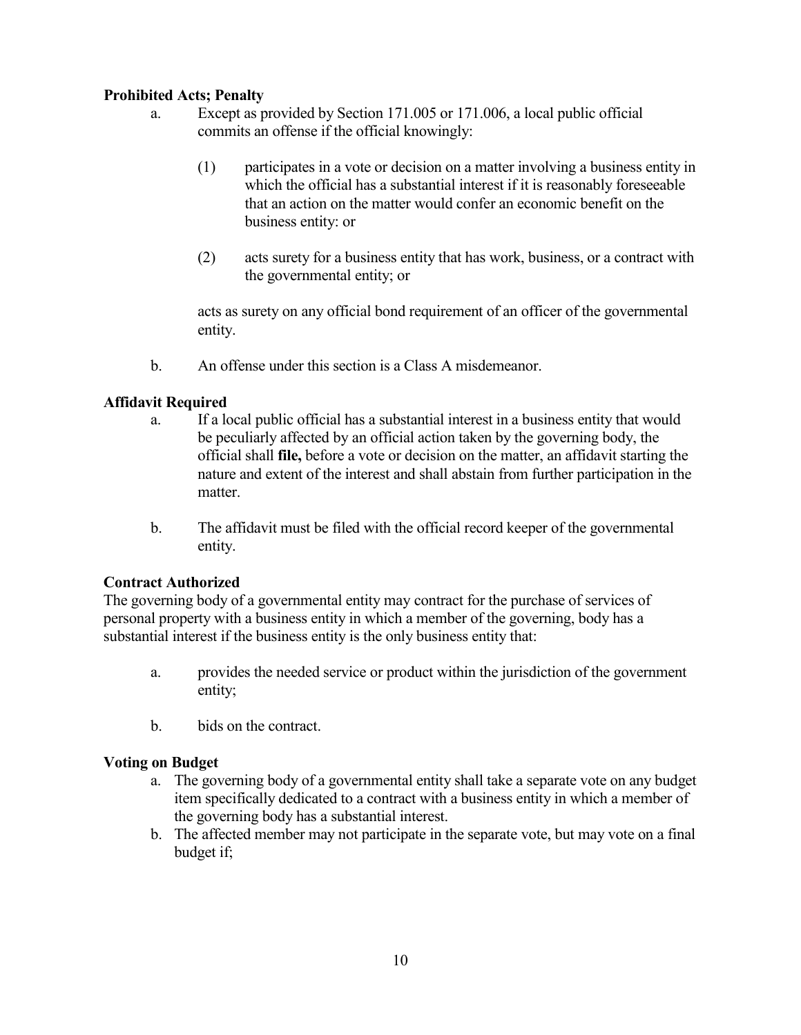**Prohibited Acts; Penalty**

a. Except as provided by Section 171.005 or 171.006, a local public official commits an offense if the official knowingly:

   (1) participates in a vote or decision on a matter involving a business entity in which the official has a substantial interest if it is reasonably foreseeable that an action on the matter would confer an economic benefit on the business entity: or

   (2) acts surety for a business entity that has work, business, or a contract with the governmental entity; or

   acts as surety on any official bond requirement of an officer of the governmental entity.

b. An offense under this section is a Class A misdemeanor.

**Affidavit Required**

a. If a local public official has a substantial interest in a business entity that would be peculiarly affected by an official action taken by the governing body, the official shall **file,** before a vote or decision on the matter, an affidavit starting the nature and extent of the interest and shall abstain from further participation in the matter.

b. The affidavit must be filed with the official record keeper of the governmental entity.

**Contract Authorized**

The governing body of a governmental entity may contract for the purchase of services of personal property with a business entity in which a member of the governing, body has a substantial interest if the business entity is the only business entity that:

a. provides the needed service or product within the jurisdiction of the government entity;

b. bids on the contract.

**Voting on Budget**

a. The governing body of a governmental entity shall take a separate vote on any budget item specifically dedicated to a contract with a business entity in which a member of the governing body has a substantial interest.
b. The affected member may not participate in the separate vote, but may vote on a final budget if;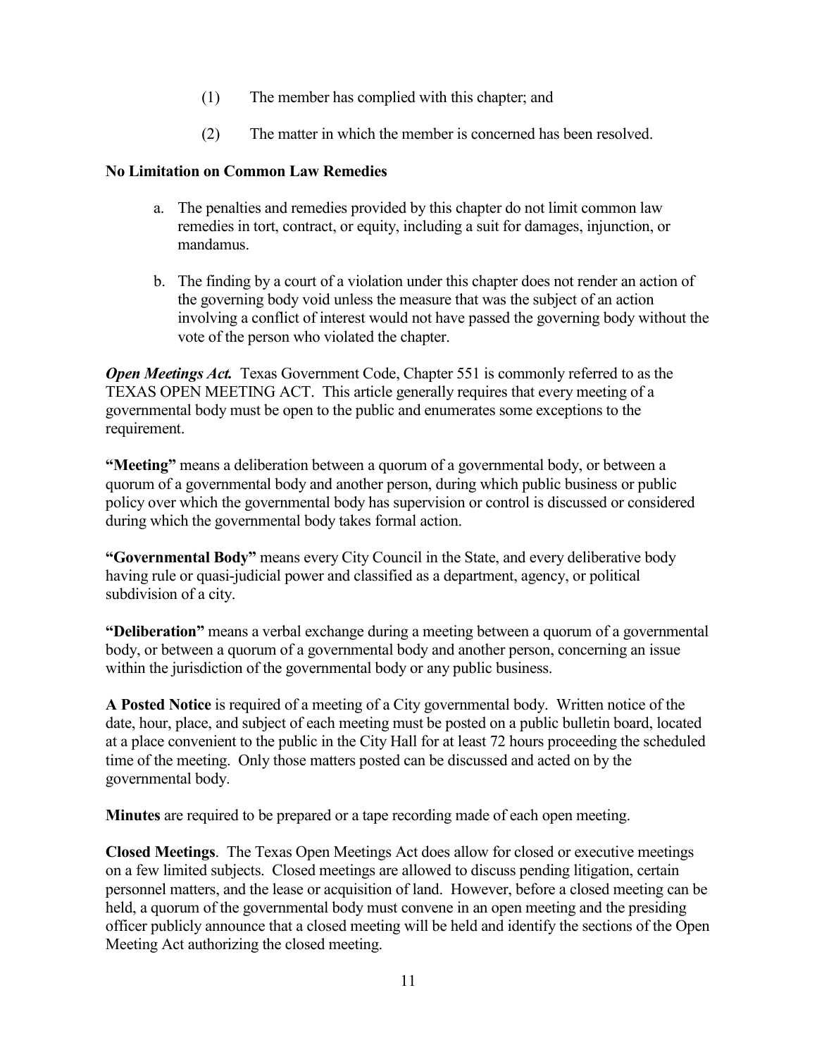(1) The member has complied with this chapter; and

(2) The matter in which the member is concerned has been resolved.

**No Limitation on Common Law Remedies**

a. The penalties and remedies provided by this chapter do not limit common law remedies in tort, contract, or equity, including a suit for damages, injunction, or mandamus.

b. The finding by a court of a violation under this chapter does not render an action of the governing body void unless the measure that was the subject of an action involving a conflict of interest would not have passed the governing body without the vote of the person who violated the chapter.

***Open Meetings Act.*** Texas Government Code, Chapter 551 is commonly referred to as the TEXAS OPEN MEETING ACT. This article generally requires that every meeting of a governmental body must be open to the public and enumerates some exceptions to the requirement.

**"Meeting"** means a deliberation between a quorum of a governmental body, or between a quorum of a governmental body and another person, during which public business or public policy over which the governmental body has supervision or control is discussed or considered during which the governmental body takes formal action.

**"Governmental Body"** means every City Council in the State, and every deliberative body having rule or quasi-judicial power and classified as a department, agency, or political subdivision of a city.

**"Deliberation"** means a verbal exchange during a meeting between a quorum of a governmental body, or between a quorum of a governmental body and another person, concerning an issue within the jurisdiction of the governmental body or any public business.

**A Posted Notice** is required of a meeting of a City governmental body. Written notice of the date, hour, place, and subject of each meeting must be posted on a public bulletin board, located at a place convenient to the public in the City Hall for at least 72 hours proceeding the scheduled time of the meeting. Only those matters posted can be discussed and acted on by the governmental body.

**Minutes** are required to be prepared or a tape recording made of each open meeting.

**Closed Meetings**. The Texas Open Meetings Act does allow for closed or executive meetings on a few limited subjects. Closed meetings are allowed to discuss pending litigation, certain personnel matters, and the lease or acquisition of land. However, before a closed meeting can be held, a quorum of the governmental body must convene in an open meeting and the presiding officer publicly announce that a closed meeting will be held and identify the sections of the Open Meeting Act authorizing the closed meeting.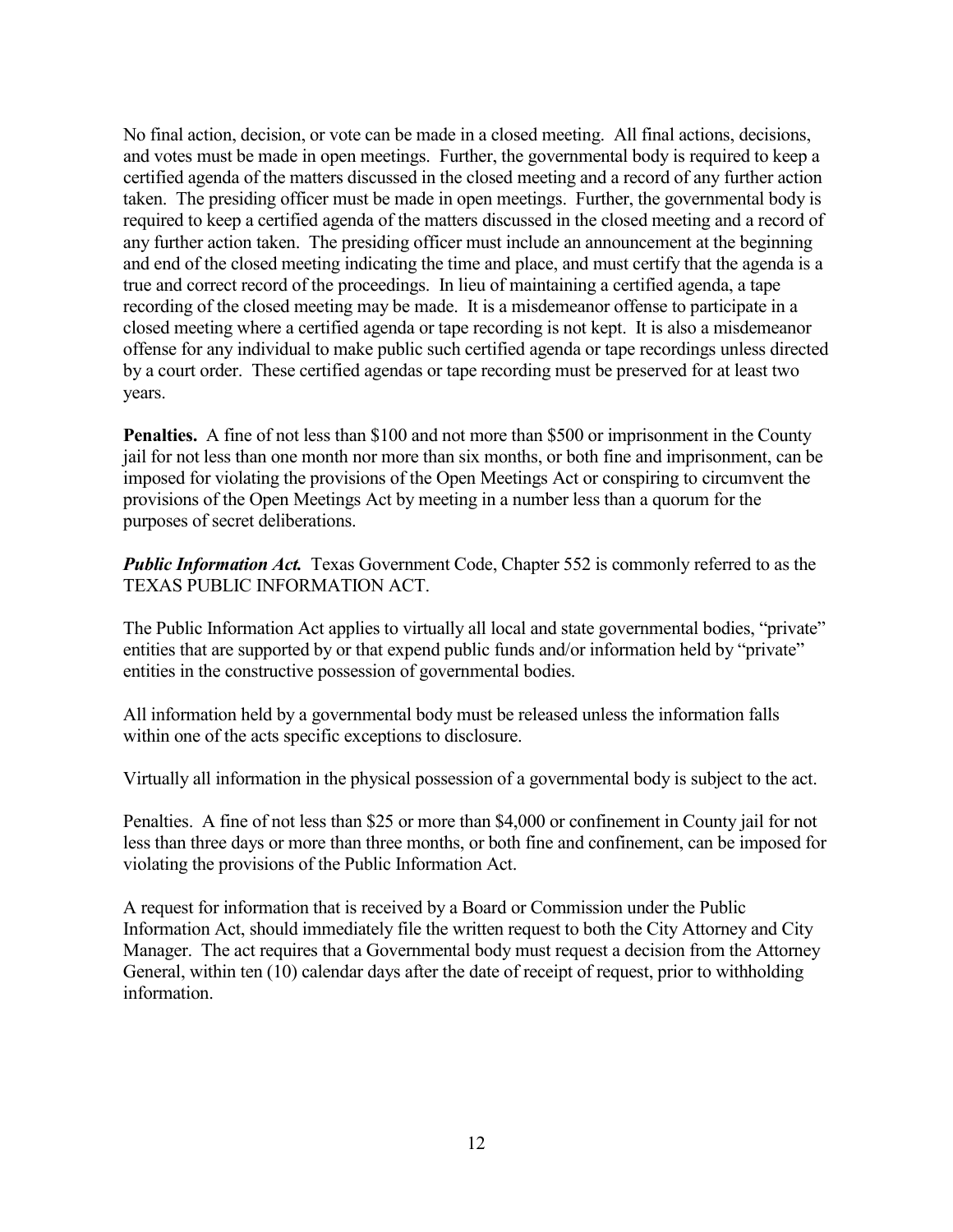No final action, decision, or vote can be made in a closed meeting. All final actions, decisions, and votes must be made in open meetings. Further, the governmental body is required to keep a certified agenda of the matters discussed in the closed meeting and a record of any further action taken. The presiding officer must be made in open meetings. Further, the governmental body is required to keep a certified agenda of the matters discussed in the closed meeting and a record of any further action taken. The presiding officer must include an announcement at the beginning and end of the closed meeting indicating the time and place, and must certify that the agenda is a true and correct record of the proceedings. In lieu of maintaining a certified agenda, a tape recording of the closed meeting may be made. It is a misdemeanor offense to participate in a closed meeting where a certified agenda or tape recording is not kept. It is also a misdemeanor offense for any individual to make public such certified agenda or tape recordings unless directed by a court order. These certified agendas or tape recording must be preserved for at least two years.

**Penalties.** A fine of not less than $100 and not more than $500 or imprisonment in the County jail for not less than one month nor more than six months, or both fine and imprisonment, can be imposed for violating the provisions of the Open Meetings Act or conspiring to circumvent the provisions of the Open Meetings Act by meeting in a number less than a quorum for the purposes of secret deliberations.

***Public Information Act.*** Texas Government Code, Chapter 552 is commonly referred to as the TEXAS PUBLIC INFORMATION ACT.

The Public Information Act applies to virtually all local and state governmental bodies, "private" entities that are supported by or that expend public funds and/or information held by "private" entities in the constructive possession of governmental bodies.

All information held by a governmental body must be released unless the information falls within one of the acts specific exceptions to disclosure.

Virtually all information in the physical possession of a governmental body is subject to the act.

Penalties. A fine of not less than $25 or more than $4,000 or confinement in County jail for not less than three days or more than three months, or both fine and confinement, can be imposed for violating the provisions of the Public Information Act.

A request for information that is received by a Board or Commission under the Public Information Act, should immediately file the written request to both the City Attorney and City Manager. The act requires that a Governmental body must request a decision from the Attorney General, within ten (10) calendar days after the date of receipt of request, prior to withholding information.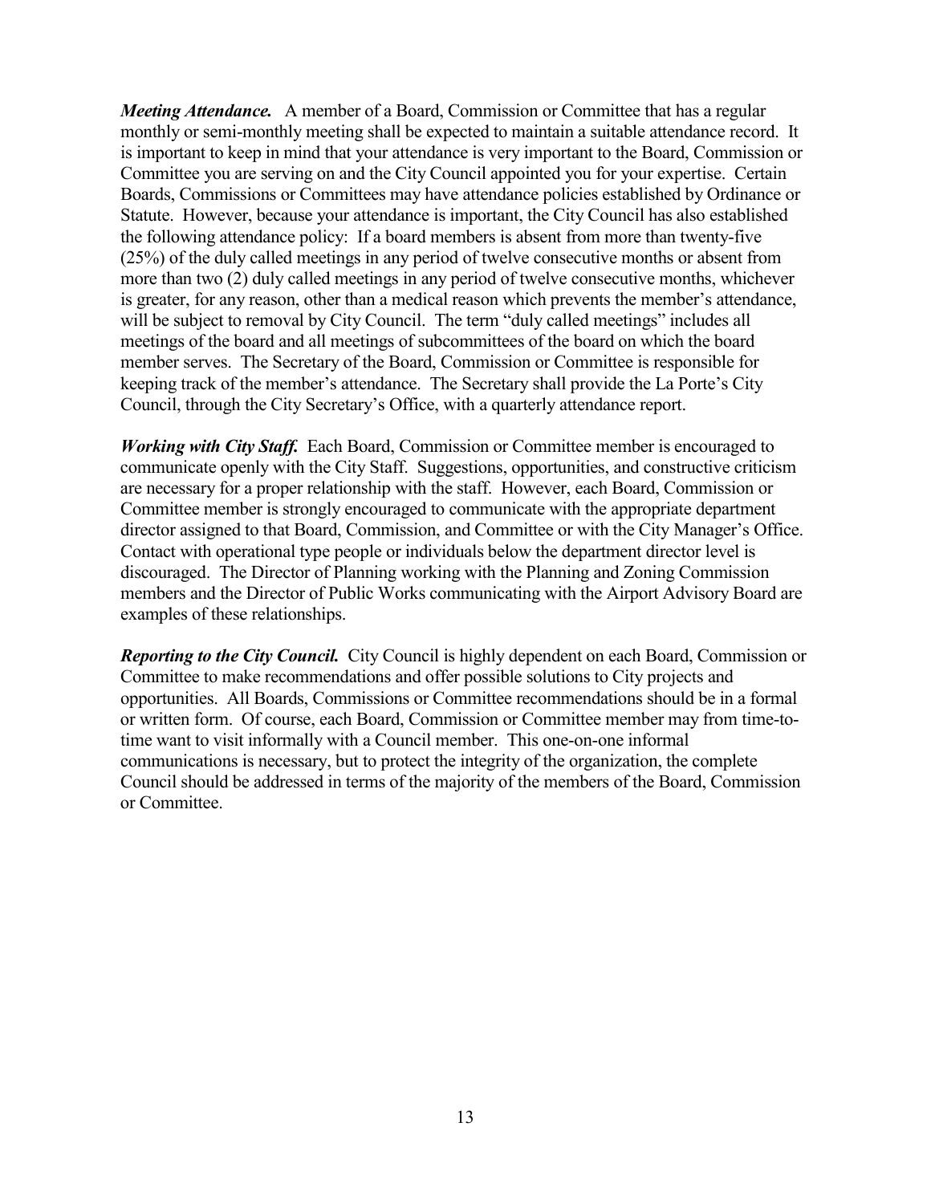***Meeting Attendance.*** A member of a Board, Commission or Committee that has a regular monthly or semi-monthly meeting shall be expected to maintain a suitable attendance record. It is important to keep in mind that your attendance is very important to the Board, Commission or Committee you are serving on and the City Council appointed you for your expertise. Certain Boards, Commissions or Committees may have attendance policies established by Ordinance or Statute. However, because your attendance is important, the City Council has also established the following attendance policy: If a board members is absent from more than twenty-five (25%) of the duly called meetings in any period of twelve consecutive months or absent from more than two (2) duly called meetings in any period of twelve consecutive months, whichever is greater, for any reason, other than a medical reason which prevents the member's attendance, will be subject to removal by City Council. The term "duly called meetings" includes all meetings of the board and all meetings of subcommittees of the board on which the board member serves. The Secretary of the Board, Commission or Committee is responsible for keeping track of the member's attendance. The Secretary shall provide the La Porte's City Council, through the City Secretary's Office, with a quarterly attendance report.

***Working with City Staff.*** Each Board, Commission or Committee member is encouraged to communicate openly with the City Staff. Suggestions, opportunities, and constructive criticism are necessary for a proper relationship with the staff. However, each Board, Commission or Committee member is strongly encouraged to communicate with the appropriate department director assigned to that Board, Commission, and Committee or with the City Manager's Office. Contact with operational type people or individuals below the department director level is discouraged. The Director of Planning working with the Planning and Zoning Commission members and the Director of Public Works communicating with the Airport Advisory Board are examples of these relationships.

***Reporting to the City Council.*** City Council is highly dependent on each Board, Commission or Committee to make recommendations and offer possible solutions to City projects and opportunities. All Boards, Commissions or Committee recommendations should be in a formal or written form. Of course, each Board, Commission or Committee member may from time-to-time want to visit informally with a Council member. This one-on-one informal communications is necessary, but to protect the integrity of the organization, the complete Council should be addressed in terms of the majority of the members of the Board, Commission or Committee.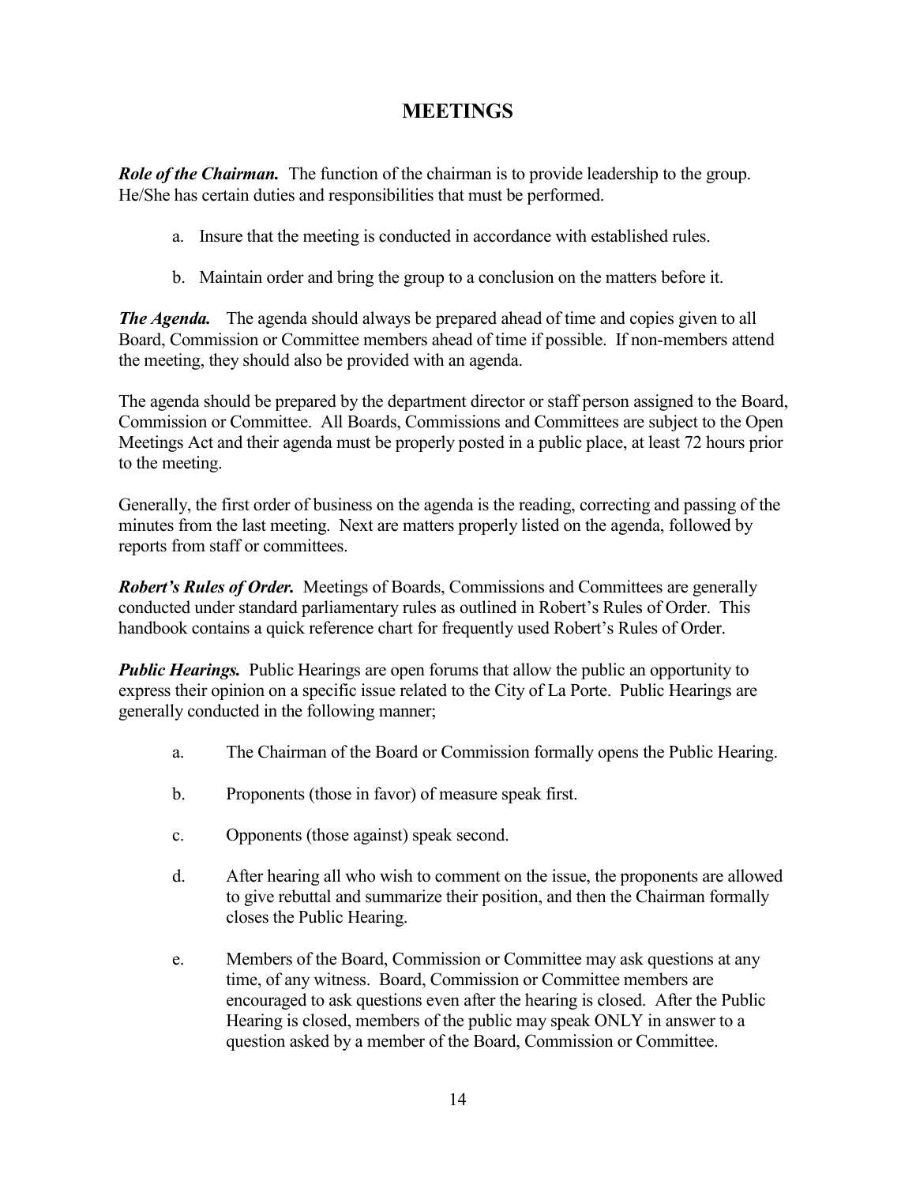# MEETINGS

***Role of the Chairman.*** The function of the chairman is to provide leadership to the group. He/She has certain duties and responsibilities that must be performed.

a. Insure that the meeting is conducted in accordance with established rules.

b. Maintain order and bring the group to a conclusion on the matters before it.

***The Agenda.*** The agenda should always be prepared ahead of time and copies given to all Board, Commission or Committee members ahead of time if possible. If non-members attend the meeting, they should also be provided with an agenda.

The agenda should be prepared by the department director or staff person assigned to the Board, Commission or Committee. All Boards, Commissions and Committees are subject to the Open Meetings Act and their agenda must be properly posted in a public place, at least 72 hours prior to the meeting.

Generally, the first order of business on the agenda is the reading, correcting and passing of the minutes from the last meeting. Next are matters properly listed on the agenda, followed by reports from staff or committees.

***Robert's Rules of Order.*** Meetings of Boards, Commissions and Committees are generally conducted under standard parliamentary rules as outlined in Robert's Rules of Order. This handbook contains a quick reference chart for frequently used Robert's Rules of Order.

***Public Hearings.*** Public Hearings are open forums that allow the public an opportunity to express their opinion on a specific issue related to the City of La Porte. Public Hearings are generally conducted in the following manner;

a. The Chairman of the Board or Commission formally opens the Public Hearing.

b. Proponents (those in favor) of measure speak first.

c. Opponents (those against) speak second.

d. After hearing all who wish to comment on the issue, the proponents are allowed to give rebuttal and summarize their position, and then the Chairman formally closes the Public Hearing.

e. Members of the Board, Commission or Committee may ask questions at any time, of any witness. Board, Commission or Committee members are encouraged to ask questions even after the hearing is closed. After the Public Hearing is closed, members of the public may speak ONLY in answer to a question asked by a member of the Board, Commission or Committee.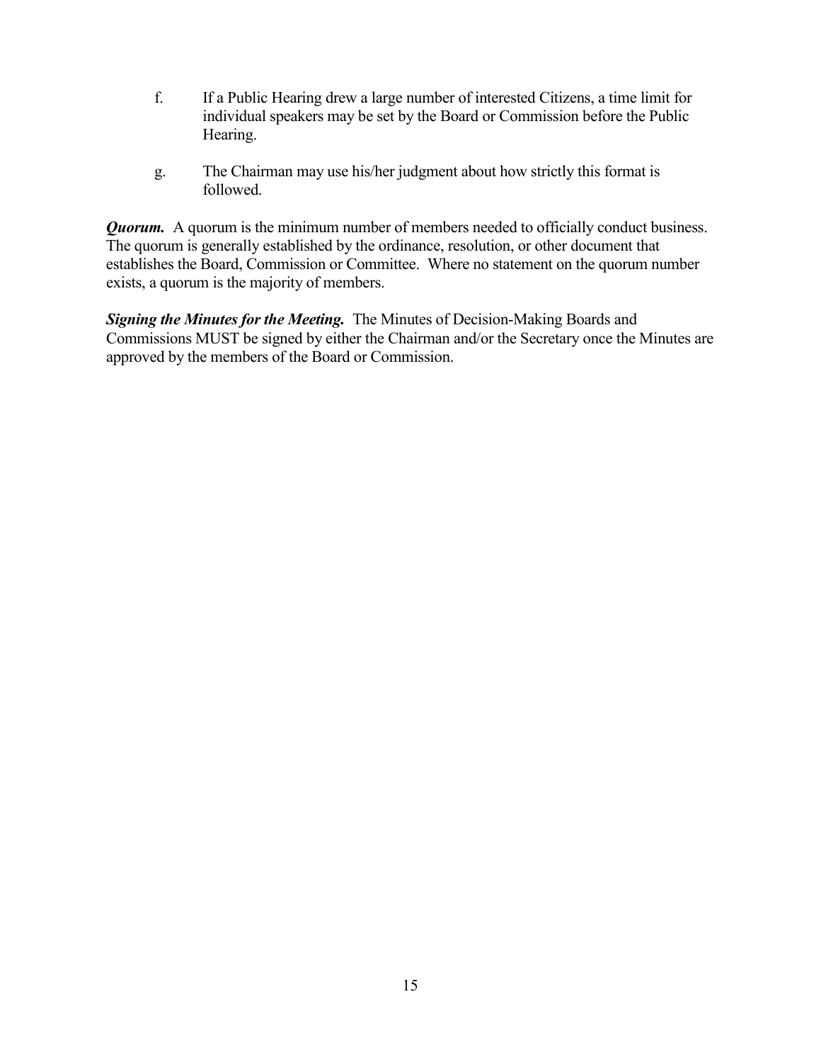f. If a Public Hearing drew a large number of interested Citizens, a time limit for individual speakers may be set by the Board or Commission before the Public Hearing.

g. The Chairman may use his/her judgment about how strictly this format is followed.

***Quorum.*** A quorum is the minimum number of members needed to officially conduct business. The quorum is generally established by the ordinance, resolution, or other document that establishes the Board, Commission or Committee. Where no statement on the quorum number exists, a quorum is the majority of members.

***Signing the Minutes for the Meeting.*** The Minutes of Decision-Making Boards and Commissions MUST be signed by either the Chairman and/or the Secretary once the Minutes are approved by the members of the Board or Commission.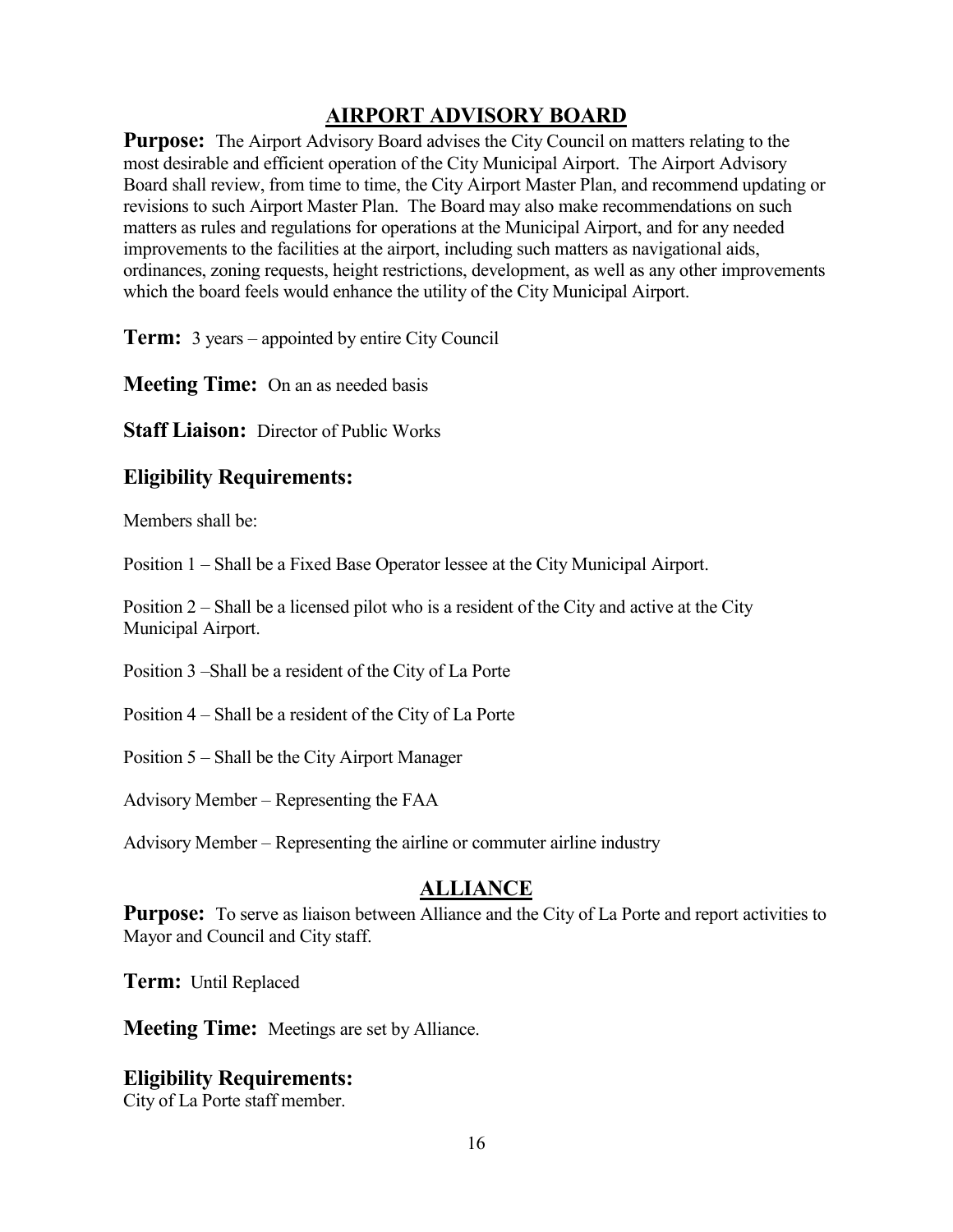## AIRPORT ADVISORY BOARD

**Purpose:** The Airport Advisory Board advises the City Council on matters relating to the most desirable and efficient operation of the City Municipal Airport. The Airport Advisory Board shall review, from time to time, the City Airport Master Plan, and recommend updating or revisions to such Airport Master Plan. The Board may also make recommendations on such matters as rules and regulations for operations at the Municipal Airport, and for any needed improvements to the facilities at the airport, including such matters as navigational aids, ordinances, zoning requests, height restrictions, development, as well as any other improvements which the board feels would enhance the utility of the City Municipal Airport.

**Term:** 3 years – appointed by entire City Council

**Meeting Time:** On an as needed basis

**Staff Liaison:** Director of Public Works

### Eligibility Requirements:

Members shall be:

Position 1 – Shall be a Fixed Base Operator lessee at the City Municipal Airport.

Position 2 – Shall be a licensed pilot who is a resident of the City and active at the City Municipal Airport.

Position 3 –Shall be a resident of the City of La Porte

Position 4 – Shall be a resident of the City of La Porte

Position 5 – Shall be the City Airport Manager

Advisory Member – Representing the FAA

Advisory Member – Representing the airline or commuter airline industry

## ALLIANCE

**Purpose:** To serve as liaison between Alliance and the City of La Porte and report activities to Mayor and Council and City staff.

**Term:** Until Replaced

**Meeting Time:** Meetings are set by Alliance.

### Eligibility Requirements:

City of La Porte staff member.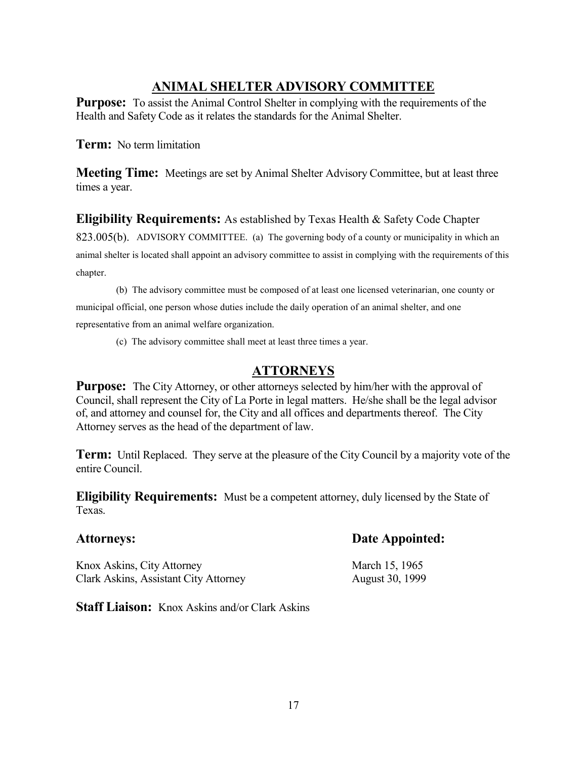## ANIMAL SHELTER ADVISORY COMMITTEE

**Purpose:** To assist the Animal Control Shelter in complying with the requirements of the Health and Safety Code as it relates the standards for the Animal Shelter.

**Term:** No term limitation

**Meeting Time:** Meetings are set by Animal Shelter Advisory Committee, but at least three times a year.

**Eligibility Requirements:** As established by Texas Health & Safety Code Chapter 823.005(b). ADVISORY COMMITTEE. (a) The governing body of a county or municipality in which an animal shelter is located shall appoint an advisory committee to assist in complying with the requirements of this chapter.

(b) The advisory committee must be composed of at least one licensed veterinarian, one county or municipal official, one person whose duties include the daily operation of an animal shelter, and one representative from an animal welfare organization.

(c) The advisory committee shall meet at least three times a year.

## ATTORNEYS

**Purpose:** The City Attorney, or other attorneys selected by him/her with the approval of Council, shall represent the City of La Porte in legal matters. He/she shall be the legal advisor of, and attorney and counsel for, the City and all offices and departments thereof. The City Attorney serves as the head of the department of law.

**Term:** Until Replaced. They serve at the pleasure of the City Council by a majority vote of the entire Council.

**Eligibility Requirements:** Must be a competent attorney, duly licensed by the State of Texas.

| **Attorneys:** | **Date Appointed:** |
|---|---|
| Knox Askins, City Attorney | March 15, 1965 |
| Clark Askins, Assistant City Attorney | August 30, 1999 |

**Staff Liaison:** Knox Askins and/or Clark Askins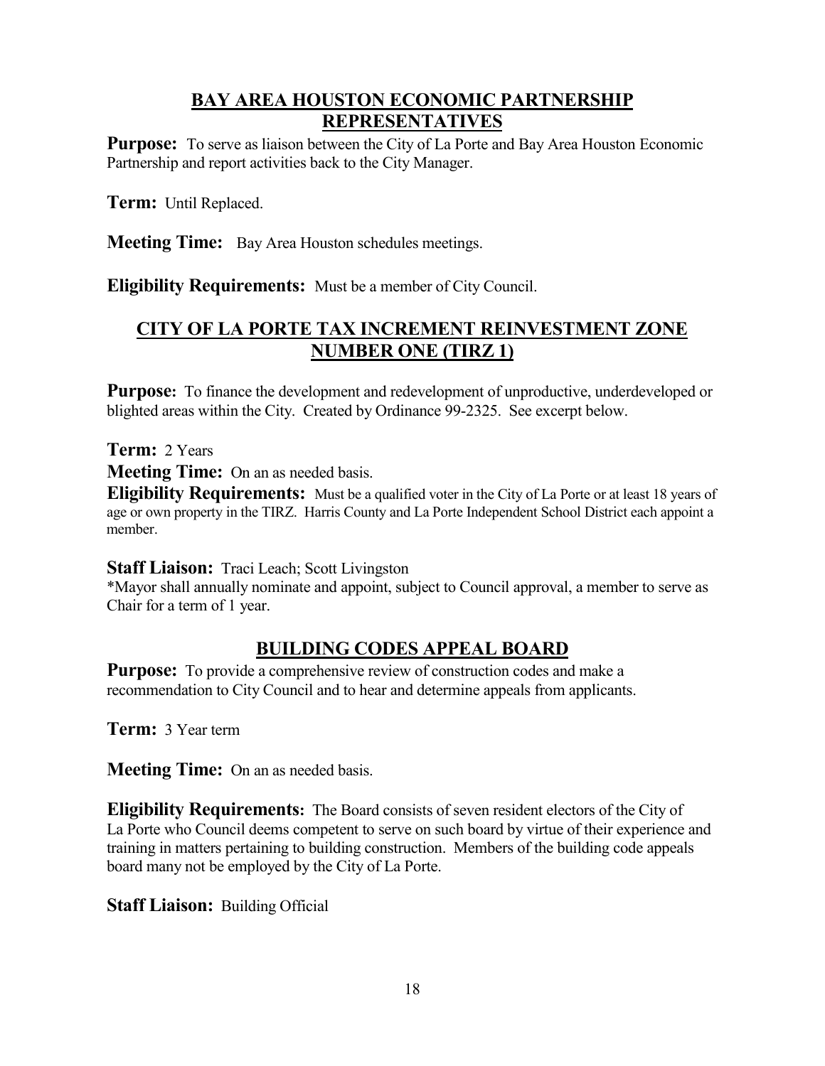## BAY AREA HOUSTON ECONOMIC PARTNERSHIP REPRESENTATIVES

**Purpose:** To serve as liaison between the City of La Porte and Bay Area Houston Economic Partnership and report activities back to the City Manager.

**Term:** Until Replaced.

**Meeting Time:** Bay Area Houston schedules meetings.

**Eligibility Requirements:** Must be a member of City Council.

## CITY OF LA PORTE TAX INCREMENT REINVESTMENT ZONE NUMBER ONE (TIRZ 1)

**Purpose:** To finance the development and redevelopment of unproductive, underdeveloped or blighted areas within the City. Created by Ordinance 99-2325. See excerpt below.

**Term:** 2 Years

**Meeting Time:** On an as needed basis.

**Eligibility Requirements:** Must be a qualified voter in the City of La Porte or at least 18 years of age or own property in the TIRZ. Harris County and La Porte Independent School District each appoint a member.

**Staff Liaison:** Traci Leach; Scott Livingston

*Mayor shall annually nominate and appoint, subject to Council approval, a member to serve as Chair for a term of 1 year.

## BUILDING CODES APPEAL BOARD

**Purpose:** To provide a comprehensive review of construction codes and make a recommendation to City Council and to hear and determine appeals from applicants.

**Term:** 3 Year term

**Meeting Time:** On an as needed basis.

**Eligibility Requirements:** The Board consists of seven resident electors of the City of La Porte who Council deems competent to serve on such board by virtue of their experience and training in matters pertaining to building construction. Members of the building code appeals board many not be employed by the City of La Porte.

**Staff Liaison:** Building Official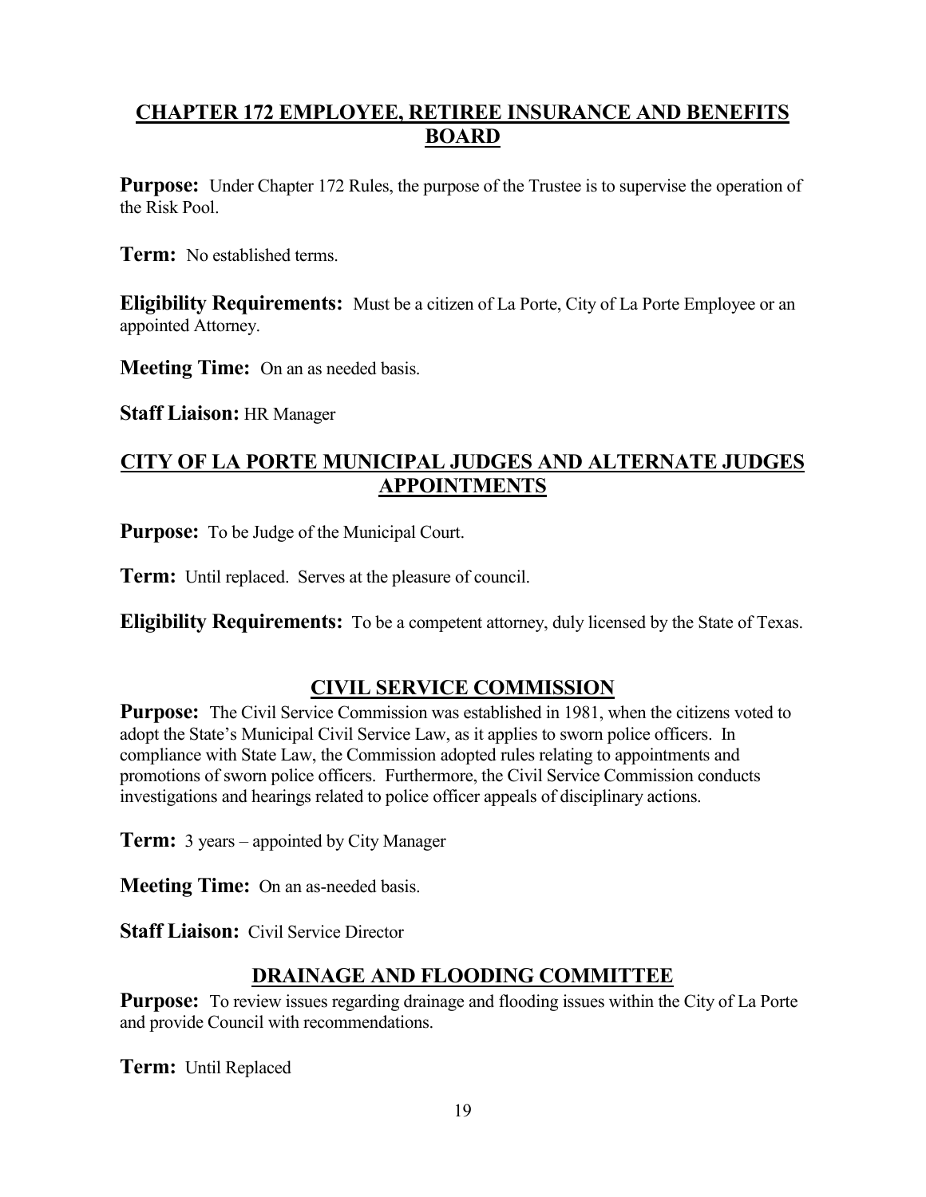## CHAPTER 172 EMPLOYEE, RETIREE INSURANCE AND BENEFITS BOARD

**Purpose:** Under Chapter 172 Rules, the purpose of the Trustee is to supervise the operation of the Risk Pool.

**Term:** No established terms.

**Eligibility Requirements:** Must be a citizen of La Porte, City of La Porte Employee or an appointed Attorney.

**Meeting Time:** On an as needed basis.

**Staff Liaison:** HR Manager

## CITY OF LA PORTE MUNICIPAL JUDGES AND ALTERNATE JUDGES APPOINTMENTS

**Purpose:** To be Judge of the Municipal Court.

**Term:** Until replaced. Serves at the pleasure of council.

**Eligibility Requirements:** To be a competent attorney, duly licensed by the State of Texas.

## CIVIL SERVICE COMMISSION

**Purpose:** The Civil Service Commission was established in 1981, when the citizens voted to adopt the State's Municipal Civil Service Law, as it applies to sworn police officers. In compliance with State Law, the Commission adopted rules relating to appointments and promotions of sworn police officers. Furthermore, the Civil Service Commission conducts investigations and hearings related to police officer appeals of disciplinary actions.

**Term:** 3 years – appointed by City Manager

**Meeting Time:** On an as-needed basis.

**Staff Liaison:** Civil Service Director

## DRAINAGE AND FLOODING COMMITTEE

**Purpose:** To review issues regarding drainage and flooding issues within the City of La Porte and provide Council with recommendations.

**Term:** Until Replaced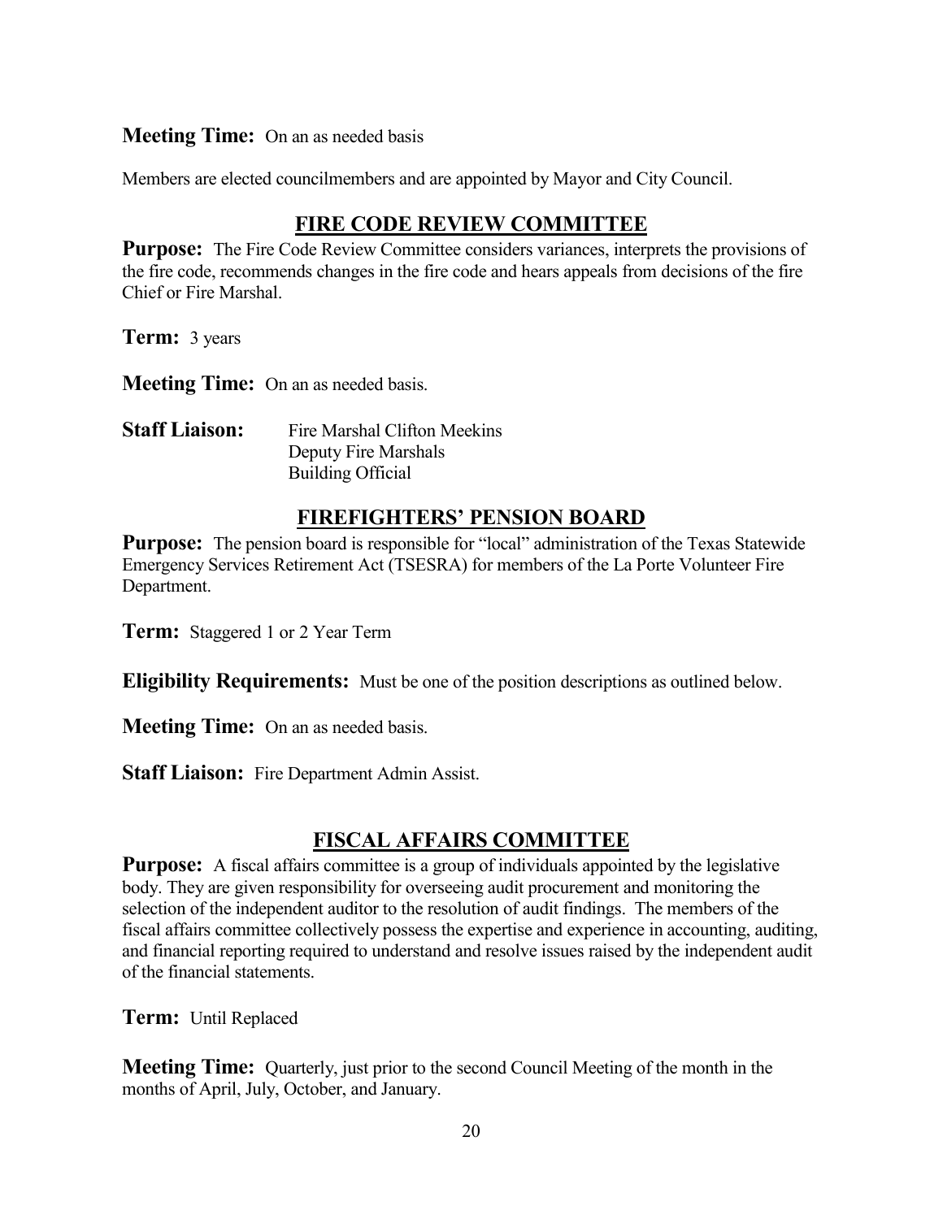**Meeting Time:** On an as needed basis

Members are elected councilmembers and are appointed by Mayor and City Council.

## FIRE CODE REVIEW COMMITTEE

**Purpose:** The Fire Code Review Committee considers variances, interprets the provisions of the fire code, recommends changes in the fire code and hears appeals from decisions of the fire Chief or Fire Marshal.

**Term:** 3 years

**Meeting Time:** On an as needed basis.

**Staff Liaison:** Fire Marshal Clifton Meekins
Deputy Fire Marshals
Building Official

## FIREFIGHTERS' PENSION BOARD

**Purpose:** The pension board is responsible for "local" administration of the Texas Statewide Emergency Services Retirement Act (TSESRA) for members of the La Porte Volunteer Fire Department.

**Term:** Staggered 1 or 2 Year Term

**Eligibility Requirements:** Must be one of the position descriptions as outlined below.

**Meeting Time:** On an as needed basis.

**Staff Liaison:** Fire Department Admin Assist.

## FISCAL AFFAIRS COMMITTEE

**Purpose:** A fiscal affairs committee is a group of individuals appointed by the legislative body. They are given responsibility for overseeing audit procurement and monitoring the selection of the independent auditor to the resolution of audit findings. The members of the fiscal affairs committee collectively possess the expertise and experience in accounting, auditing, and financial reporting required to understand and resolve issues raised by the independent audit of the financial statements.

**Term:** Until Replaced

**Meeting Time:** Quarterly, just prior to the second Council Meeting of the month in the months of April, July, October, and January.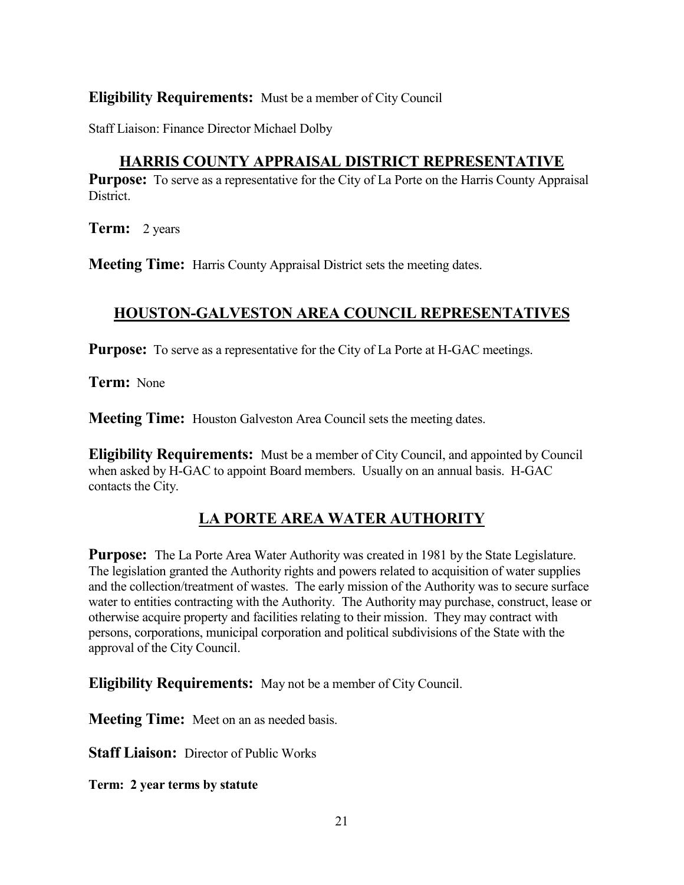**Eligibility Requirements:** Must be a member of City Council

Staff Liaison: Finance Director Michael Dolby

## HARRIS COUNTY APPRAISAL DISTRICT REPRESENTATIVE

**Purpose:** To serve as a representative for the City of La Porte on the Harris County Appraisal District.

**Term:** 2 years

**Meeting Time:** Harris County Appraisal District sets the meeting dates.

## HOUSTON-GALVESTON AREA COUNCIL REPRESENTATIVES

**Purpose:** To serve as a representative for the City of La Porte at H-GAC meetings.

**Term:** None

**Meeting Time:** Houston Galveston Area Council sets the meeting dates.

**Eligibility Requirements:** Must be a member of City Council, and appointed by Council when asked by H-GAC to appoint Board members. Usually on an annual basis. H-GAC contacts the City.

## LA PORTE AREA WATER AUTHORITY

**Purpose:** The La Porte Area Water Authority was created in 1981 by the State Legislature. The legislation granted the Authority rights and powers related to acquisition of water supplies and the collection/treatment of wastes. The early mission of the Authority was to secure surface water to entities contracting with the Authority. The Authority may purchase, construct, lease or otherwise acquire property and facilities relating to their mission. They may contract with persons, corporations, municipal corporation and political subdivisions of the State with the approval of the City Council.

**Eligibility Requirements:** May not be a member of City Council.

**Meeting Time:** Meet on an as needed basis.

**Staff Liaison:** Director of Public Works

**Term: 2 year terms by statute**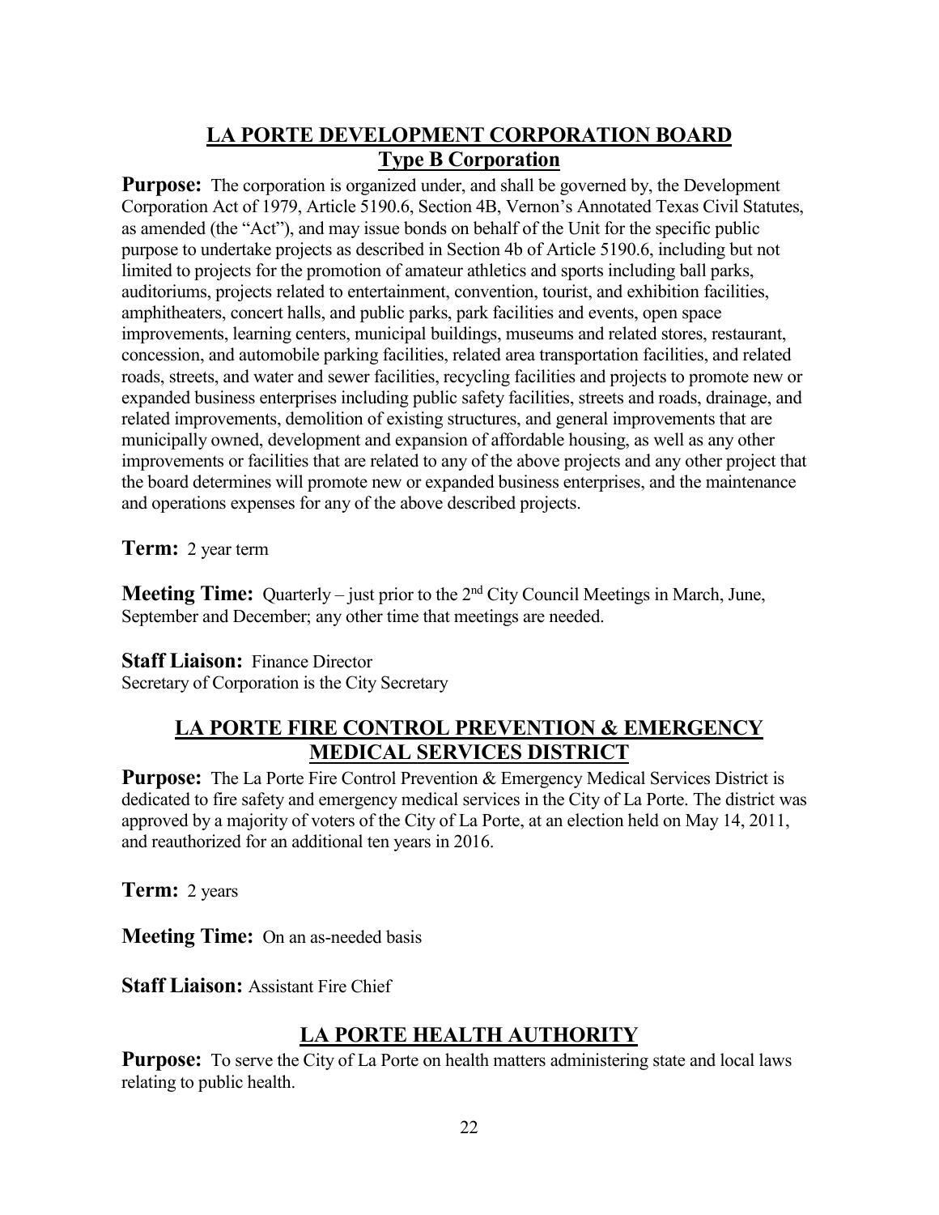## LA PORTE DEVELOPMENT CORPORATION BOARD
## Type B Corporation

**Purpose:** The corporation is organized under, and shall be governed by, the Development Corporation Act of 1979, Article 5190.6, Section 4B, Vernon's Annotated Texas Civil Statutes, as amended (the "Act"), and may issue bonds on behalf of the Unit for the specific public purpose to undertake projects as described in Section 4b of Article 5190.6, including but not limited to projects for the promotion of amateur athletics and sports including ball parks, auditoriums, projects related to entertainment, convention, tourist, and exhibition facilities, amphitheaters, concert halls, and public parks, park facilities and events, open space improvements, learning centers, municipal buildings, museums and related stores, restaurant, concession, and automobile parking facilities, related area transportation facilities, and related roads, streets, and water and sewer facilities, recycling facilities and projects to promote new or expanded business enterprises including public safety facilities, streets and roads, drainage, and related improvements, demolition of existing structures, and general improvements that are municipally owned, development and expansion of affordable housing, as well as any other improvements or facilities that are related to any of the above projects and any other project that the board determines will promote new or expanded business enterprises, and the maintenance and operations expenses for any of the above described projects.

**Term:** 2 year term

**Meeting Time:** Quarterly – just prior to the 2nd City Council Meetings in March, June, September and December; any other time that meetings are needed.

**Staff Liaison:** Finance Director
Secretary of Corporation is the City Secretary

## LA PORTE FIRE CONTROL PREVENTION & EMERGENCY MEDICAL SERVICES DISTRICT

**Purpose:** The La Porte Fire Control Prevention & Emergency Medical Services District is dedicated to fire safety and emergency medical services in the City of La Porte. The district was approved by a majority of voters of the City of La Porte, at an election held on May 14, 2011, and reauthorized for an additional ten years in 2016.

**Term:** 2 years

**Meeting Time:** On an as-needed basis

**Staff Liaison:** Assistant Fire Chief

## LA PORTE HEALTH AUTHORITY

**Purpose:** To serve the City of La Porte on health matters administering state and local laws relating to public health.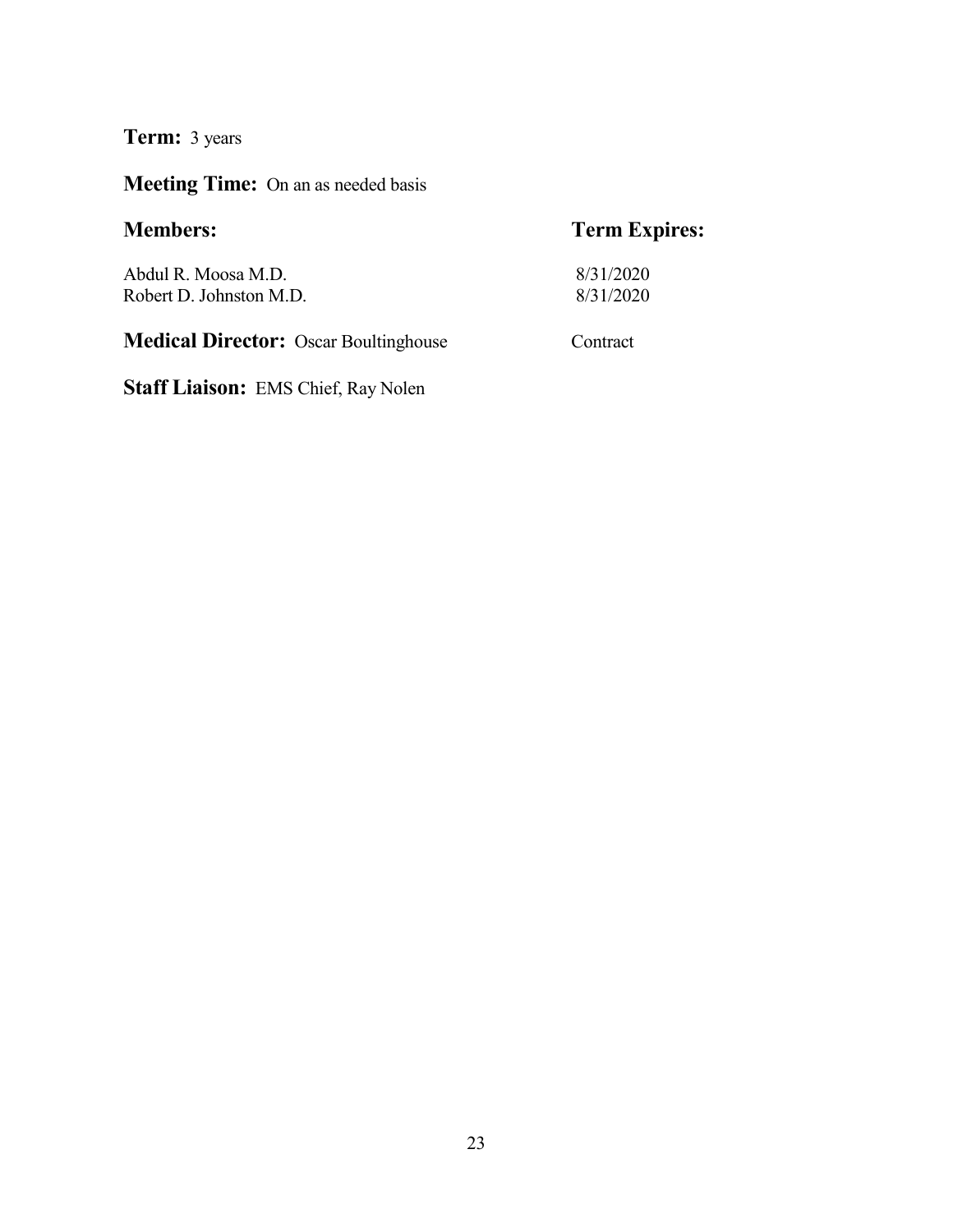**Term:** 3 years

**Meeting Time:** On an as needed basis

| **Members:** | **Term Expires:** |
|---|---|
| Abdul R. Moosa M.D. | 8/31/2020 |
| Robert D. Johnston M.D. | 8/31/2020 |

**Medical Director:** Oscar Boultinghouse — Contract

**Staff Liaison:** EMS Chief, Ray Nolen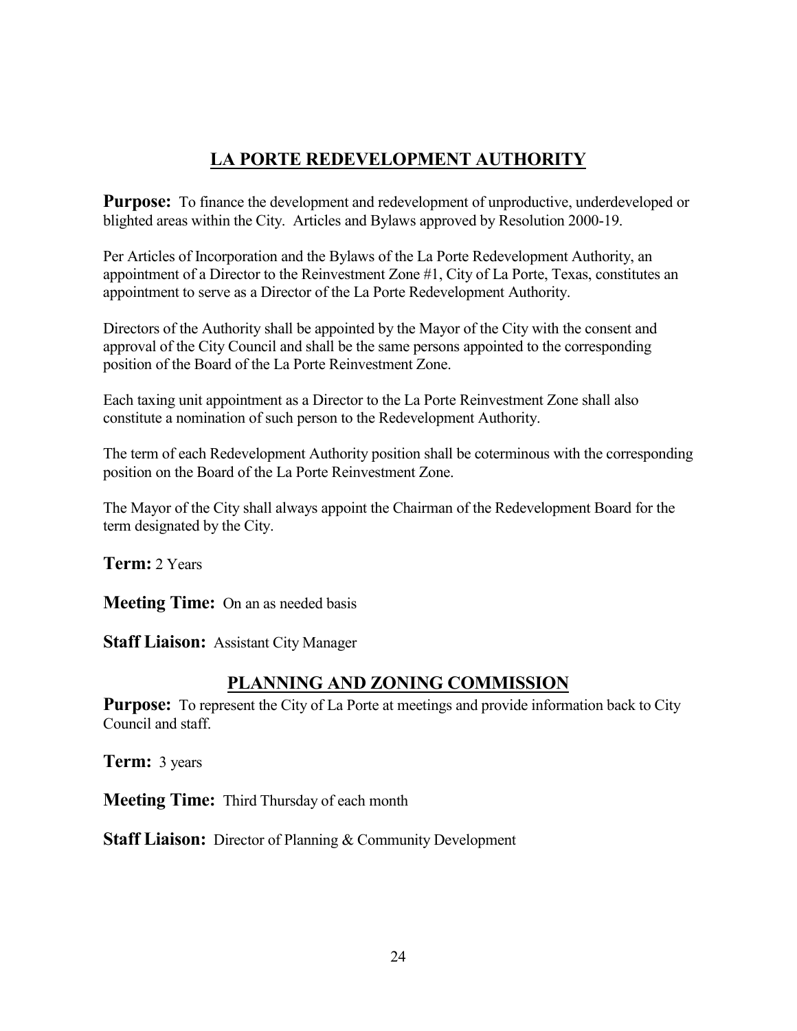## LA PORTE REDEVELOPMENT AUTHORITY

**Purpose:** To finance the development and redevelopment of unproductive, underdeveloped or blighted areas within the City. Articles and Bylaws approved by Resolution 2000-19.

Per Articles of Incorporation and the Bylaws of the La Porte Redevelopment Authority, an appointment of a Director to the Reinvestment Zone #1, City of La Porte, Texas, constitutes an appointment to serve as a Director of the La Porte Redevelopment Authority.

Directors of the Authority shall be appointed by the Mayor of the City with the consent and approval of the City Council and shall be the same persons appointed to the corresponding position of the Board of the La Porte Reinvestment Zone.

Each taxing unit appointment as a Director to the La Porte Reinvestment Zone shall also constitute a nomination of such person to the Redevelopment Authority.

The term of each Redevelopment Authority position shall be coterminous with the corresponding position on the Board of the La Porte Reinvestment Zone.

The Mayor of the City shall always appoint the Chairman of the Redevelopment Board for the term designated by the City.

**Term:** 2 Years

**Meeting Time:** On an as needed basis

**Staff Liaison:** Assistant City Manager

## PLANNING AND ZONING COMMISSION

**Purpose:** To represent the City of La Porte at meetings and provide information back to City Council and staff.

**Term:** 3 years

**Meeting Time:** Third Thursday of each month

**Staff Liaison:** Director of Planning & Community Development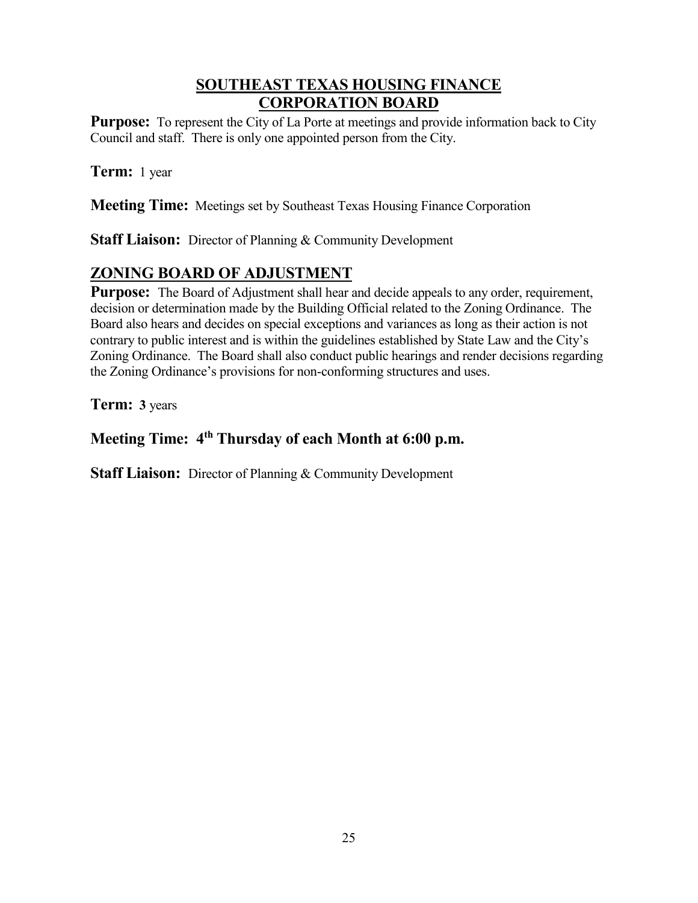## SOUTHEAST TEXAS HOUSING FINANCE CORPORATION BOARD

**Purpose:** To represent the City of La Porte at meetings and provide information back to City Council and staff. There is only one appointed person from the City.

**Term:** 1 year

**Meeting Time:** Meetings set by Southeast Texas Housing Finance Corporation

**Staff Liaison:** Director of Planning & Community Development

## ZONING BOARD OF ADJUSTMENT

**Purpose:** The Board of Adjustment shall hear and decide appeals to any order, requirement, decision or determination made by the Building Official related to the Zoning Ordinance. The Board also hears and decides on special exceptions and variances as long as their action is not contrary to public interest and is within the guidelines established by State Law and the City's Zoning Ordinance. The Board shall also conduct public hearings and render decisions regarding the Zoning Ordinance's provisions for non-conforming structures and uses.

**Term:** **3** years

**Meeting Time: 4th Thursday of each Month at 6:00 p.m.**

**Staff Liaison:** Director of Planning & Community Development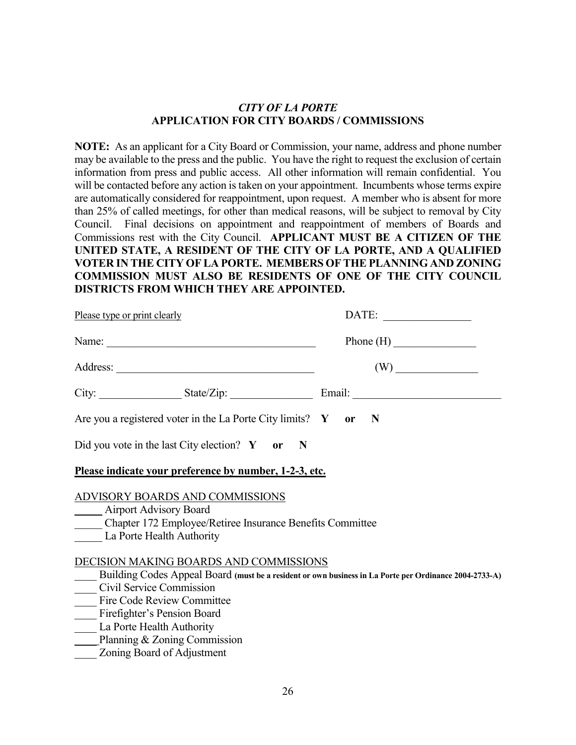## *CITY OF LA PORTE*
## APPLICATION FOR CITY BOARDS / COMMISSIONS

**NOTE:** As an applicant for a City Board or Commission, your name, address and phone number may be available to the press and the public. You have the right to request the exclusion of certain information from press and public access. All other information will remain confidential. You will be contacted before any action is taken on your appointment. Incumbents whose terms expire are automatically considered for reappointment, upon request. A member who is absent for more than 25% of called meetings, for other than medical reasons, will be subject to removal by City Council. Final decisions on appointment and reappointment of members of Boards and Commissions rest with the City Council. **APPLICANT MUST BE A CITIZEN OF THE UNITED STATE, A RESIDENT OF THE CITY OF LA PORTE, AND A QUALIFIED VOTER IN THE CITY OF LA PORTE. MEMBERS OF THE PLANNING AND ZONING COMMISSION MUST ALSO BE RESIDENTS OF ONE OF THE CITY COUNCIL DISTRICTS FROM WHICH THEY ARE APPOINTED.**

Please type or print clearly DATE: ________________

Name: ______________________________________ Phone (H) _______________

Address: ____________________________________ (W) _______________

City: _______________ State/Zip: _______________ Email: ___________________________

Are you a registered voter in the La Porte City limits? **Y or N**

Did you vote in the last City election? **Y or N**

**Please indicate your preference by number, 1-2-3, etc.**

ADVISORY BOARDS AND COMMISSIONS

_____ Airport Advisory Board
_____ Chapter 172 Employee/Retiree Insurance Benefits Committee
_____ La Porte Health Authority

DECISION MAKING BOARDS AND COMMISSIONS

____ Building Codes Appeal Board **(must be a resident or own business in La Porte per Ordinance 2004-2733-A)**
____ Civil Service Commission
____ Fire Code Review Committee
____ Firefighter's Pension Board
____ La Porte Health Authority
____ Planning & Zoning Commission
____ Zoning Board of Adjustment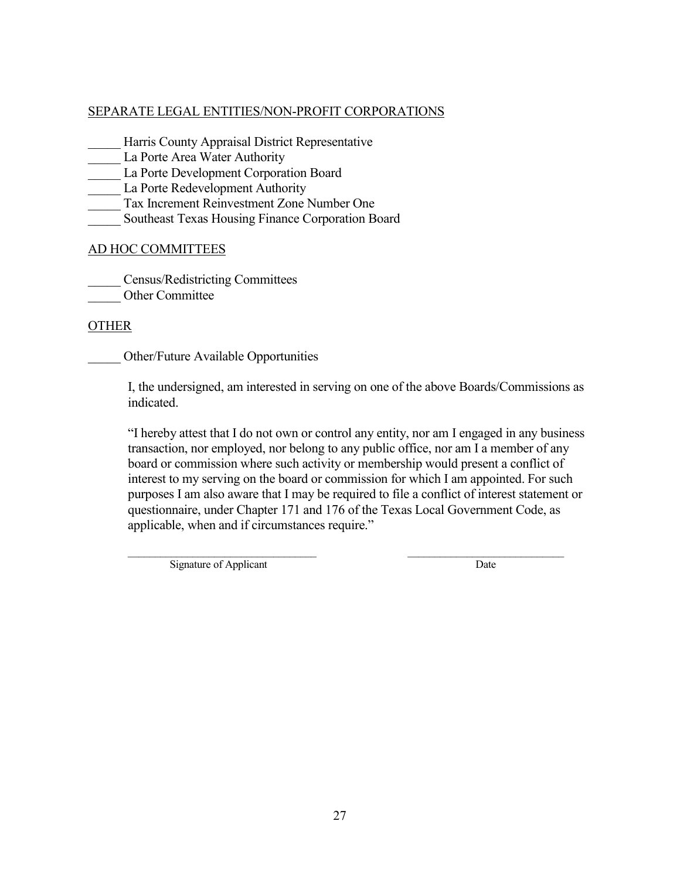<u>SEPARATE LEGAL ENTITIES/NON-PROFIT CORPORATIONS</u>

_____ Harris County Appraisal District Representative
_____ La Porte Area Water Authority
_____ La Porte Development Corporation Board
_____ La Porte Redevelopment Authority
_____ Tax Increment Reinvestment Zone Number One
_____ Southeast Texas Housing Finance Corporation Board

<u>AD HOC COMMITTEES</u>

_____ Census/Redistricting Committees
_____ Other Committee

<u>OTHER</u>

_____ Other/Future Available Opportunities

I, the undersigned, am interested in serving on one of the above Boards/Commissions as indicated.

"I hereby attest that I do not own or control any entity, nor am I engaged in any business transaction, nor employed, nor belong to any public office, nor am I a member of any board or commission where such activity or membership would present a conflict of interest to my serving on the board or commission for which I am appointed. For such purposes I am also aware that I may be required to file a conflict of interest statement or questionnaire, under Chapter 171 and 176 of the Texas Local Government Code, as applicable, when and if circumstances require."

________________________________ ____________________________
Signature of Applicant Date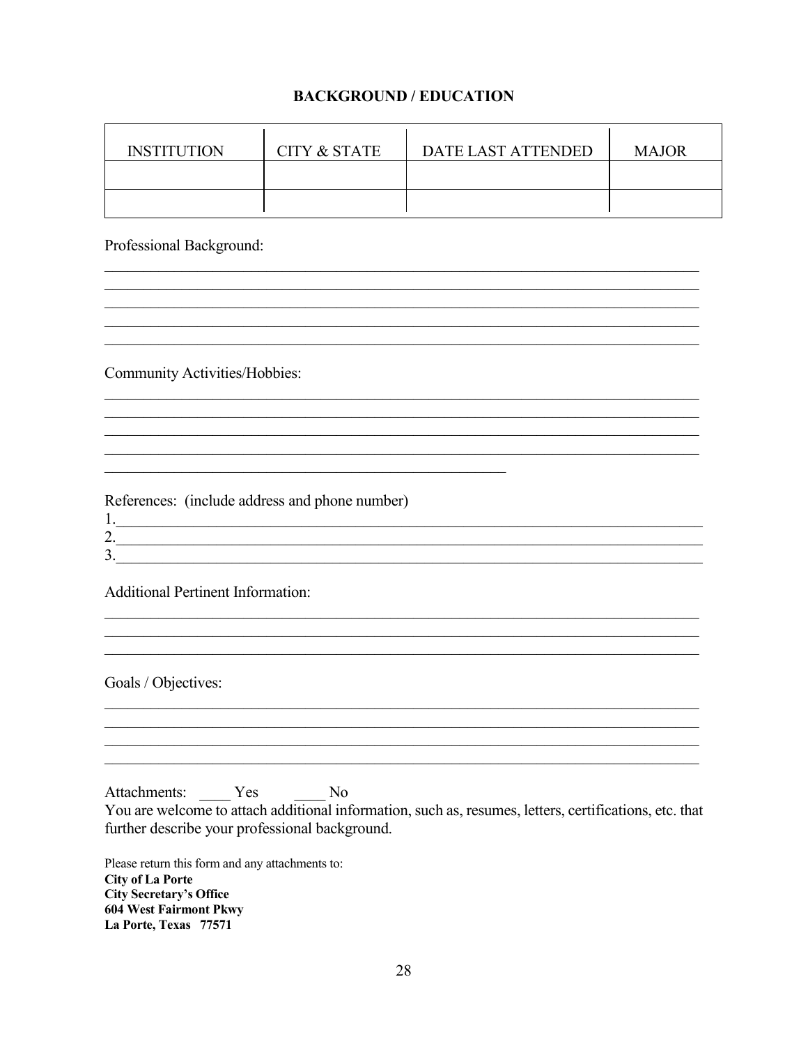## BACKGROUND / EDUCATION

| INSTITUTION | CITY & STATE | DATE LAST ATTENDED | MAJOR |
|---|---|---|---|
| | | | |
| | | | |

Professional Background:

\_\_\_\_\_\_\_\_\_\_\_\_\_\_\_\_\_\_\_\_\_\_\_\_\_\_\_\_\_\_\_\_\_\_\_\_\_\_\_\_\_\_\_\_\_\_\_\_\_\_\_\_\_\_\_\_\_\_\_\_\_\_\_\_\_\_\_\_\_\_\_\_\_\_\_\_

\_\_\_\_\_\_\_\_\_\_\_\_\_\_\_\_\_\_\_\_\_\_\_\_\_\_\_\_\_\_\_\_\_\_\_\_\_\_\_\_\_\_\_\_\_\_\_\_\_\_\_\_\_\_\_\_\_\_\_\_\_\_\_\_\_\_\_\_\_\_\_\_\_\_\_\_

\_\_\_\_\_\_\_\_\_\_\_\_\_\_\_\_\_\_\_\_\_\_\_\_\_\_\_\_\_\_\_\_\_\_\_\_\_\_\_\_\_\_\_\_\_\_\_\_\_\_\_\_\_\_\_\_\_\_\_\_\_\_\_\_\_\_\_\_\_\_\_\_\_\_\_\_

\_\_\_\_\_\_\_\_\_\_\_\_\_\_\_\_\_\_\_\_\_\_\_\_\_\_\_\_\_\_\_\_\_\_\_\_\_\_\_\_\_\_\_\_\_\_\_\_\_\_\_\_\_\_\_\_\_\_\_\_\_\_\_\_\_\_\_\_\_\_\_\_\_\_\_\_

\_\_\_\_\_\_\_\_\_\_\_\_\_\_\_\_\_\_\_\_\_\_\_\_\_\_\_\_\_\_\_\_\_\_\_\_\_\_\_\_\_\_\_\_\_\_\_\_\_\_\_\_\_\_\_\_\_\_\_\_\_\_\_\_\_\_\_\_\_\_\_\_\_\_\_\_

Community Activities/Hobbies:

\_\_\_\_\_\_\_\_\_\_\_\_\_\_\_\_\_\_\_\_\_\_\_\_\_\_\_\_\_\_\_\_\_\_\_\_\_\_\_\_\_\_\_\_\_\_\_\_\_\_\_\_\_\_\_\_\_\_\_\_\_\_\_\_\_\_\_\_\_\_\_\_\_\_\_\_

\_\_\_\_\_\_\_\_\_\_\_\_\_\_\_\_\_\_\_\_\_\_\_\_\_\_\_\_\_\_\_\_\_\_\_\_\_\_\_\_\_\_\_\_\_\_\_\_\_\_\_\_\_\_\_\_\_\_\_\_\_\_\_\_\_\_\_\_\_\_\_\_\_\_\_\_

\_\_\_\_\_\_\_\_\_\_\_\_\_\_\_\_\_\_\_\_\_\_\_\_\_\_\_\_\_\_\_\_\_\_\_\_\_\_\_\_\_\_\_\_\_\_\_\_\_\_\_\_\_\_\_\_\_\_\_\_\_\_\_\_\_\_\_\_\_\_\_\_\_\_\_\_

\_\_\_\_\_\_\_\_\_\_\_\_\_\_\_\_\_\_\_\_\_\_\_\_\_\_\_\_\_\_\_\_\_\_\_\_\_\_\_\_\_\_\_\_\_\_\_\_\_\_\_\_\_\_\_\_\_\_\_\_\_\_\_\_\_\_\_\_\_\_\_\_\_\_\_\_

\_\_\_\_\_\_\_\_\_\_\_\_\_\_\_\_\_\_\_\_\_\_\_\_\_\_\_\_\_\_\_\_\_\_\_\_\_\_\_\_\_\_\_\_\_\_\_\_\_\_\_\_

References: (include address and phone number)

1.\_\_\_\_\_\_\_\_\_\_\_\_\_\_\_\_\_\_\_\_\_\_\_\_\_\_\_\_\_\_\_\_\_\_\_\_\_\_\_\_\_\_\_\_\_\_\_\_\_\_\_\_\_\_\_\_\_\_\_\_\_\_\_\_\_\_\_\_\_\_\_\_\_\_\_\_

2.\_\_\_\_\_\_\_\_\_\_\_\_\_\_\_\_\_\_\_\_\_\_\_\_\_\_\_\_\_\_\_\_\_\_\_\_\_\_\_\_\_\_\_\_\_\_\_\_\_\_\_\_\_\_\_\_\_\_\_\_\_\_\_\_\_\_\_\_\_\_\_\_\_\_\_\_

3.\_\_\_\_\_\_\_\_\_\_\_\_\_\_\_\_\_\_\_\_\_\_\_\_\_\_\_\_\_\_\_\_\_\_\_\_\_\_\_\_\_\_\_\_\_\_\_\_\_\_\_\_\_\_\_\_\_\_\_\_\_\_\_\_\_\_\_\_\_\_\_\_\_\_\_\_

Additional Pertinent Information:

\_\_\_\_\_\_\_\_\_\_\_\_\_\_\_\_\_\_\_\_\_\_\_\_\_\_\_\_\_\_\_\_\_\_\_\_\_\_\_\_\_\_\_\_\_\_\_\_\_\_\_\_\_\_\_\_\_\_\_\_\_\_\_\_\_\_\_\_\_\_\_\_\_\_\_\_

\_\_\_\_\_\_\_\_\_\_\_\_\_\_\_\_\_\_\_\_\_\_\_\_\_\_\_\_\_\_\_\_\_\_\_\_\_\_\_\_\_\_\_\_\_\_\_\_\_\_\_\_\_\_\_\_\_\_\_\_\_\_\_\_\_\_\_\_\_\_\_\_\_\_\_\_

\_\_\_\_\_\_\_\_\_\_\_\_\_\_\_\_\_\_\_\_\_\_\_\_\_\_\_\_\_\_\_\_\_\_\_\_\_\_\_\_\_\_\_\_\_\_\_\_\_\_\_\_\_\_\_\_\_\_\_\_\_\_\_\_\_\_\_\_\_\_\_\_\_\_\_\_

Goals / Objectives:

\_\_\_\_\_\_\_\_\_\_\_\_\_\_\_\_\_\_\_\_\_\_\_\_\_\_\_\_\_\_\_\_\_\_\_\_\_\_\_\_\_\_\_\_\_\_\_\_\_\_\_\_\_\_\_\_\_\_\_\_\_\_\_\_\_\_\_\_\_\_\_\_\_\_\_\_

\_\_\_\_\_\_\_\_\_\_\_\_\_\_\_\_\_\_\_\_\_\_\_\_\_\_\_\_\_\_\_\_\_\_\_\_\_\_\_\_\_\_\_\_\_\_\_\_\_\_\_\_\_\_\_\_\_\_\_\_\_\_\_\_\_\_\_\_\_\_\_\_\_\_\_\_

\_\_\_\_\_\_\_\_\_\_\_\_\_\_\_\_\_\_\_\_\_\_\_\_\_\_\_\_\_\_\_\_\_\_\_\_\_\_\_\_\_\_\_\_\_\_\_\_\_\_\_\_\_\_\_\_\_\_\_\_\_\_\_\_\_\_\_\_\_\_\_\_\_\_\_\_

\_\_\_\_\_\_\_\_\_\_\_\_\_\_\_\_\_\_\_\_\_\_\_\_\_\_\_\_\_\_\_\_\_\_\_\_\_\_\_\_\_\_\_\_\_\_\_\_\_\_\_\_\_\_\_\_\_\_\_\_\_\_\_\_\_\_\_\_\_\_\_\_\_\_\_\_

Attachments: \_\_\_\_ Yes \_\_\_\_ No

You are welcome to attach additional information, such as, resumes, letters, certifications, etc. that further describe your professional background.

Please return this form and any attachments to:

**City of La Porte**
**City Secretary's Office**
**604 West Fairmont Pkwy**
**La Porte, Texas 77571**